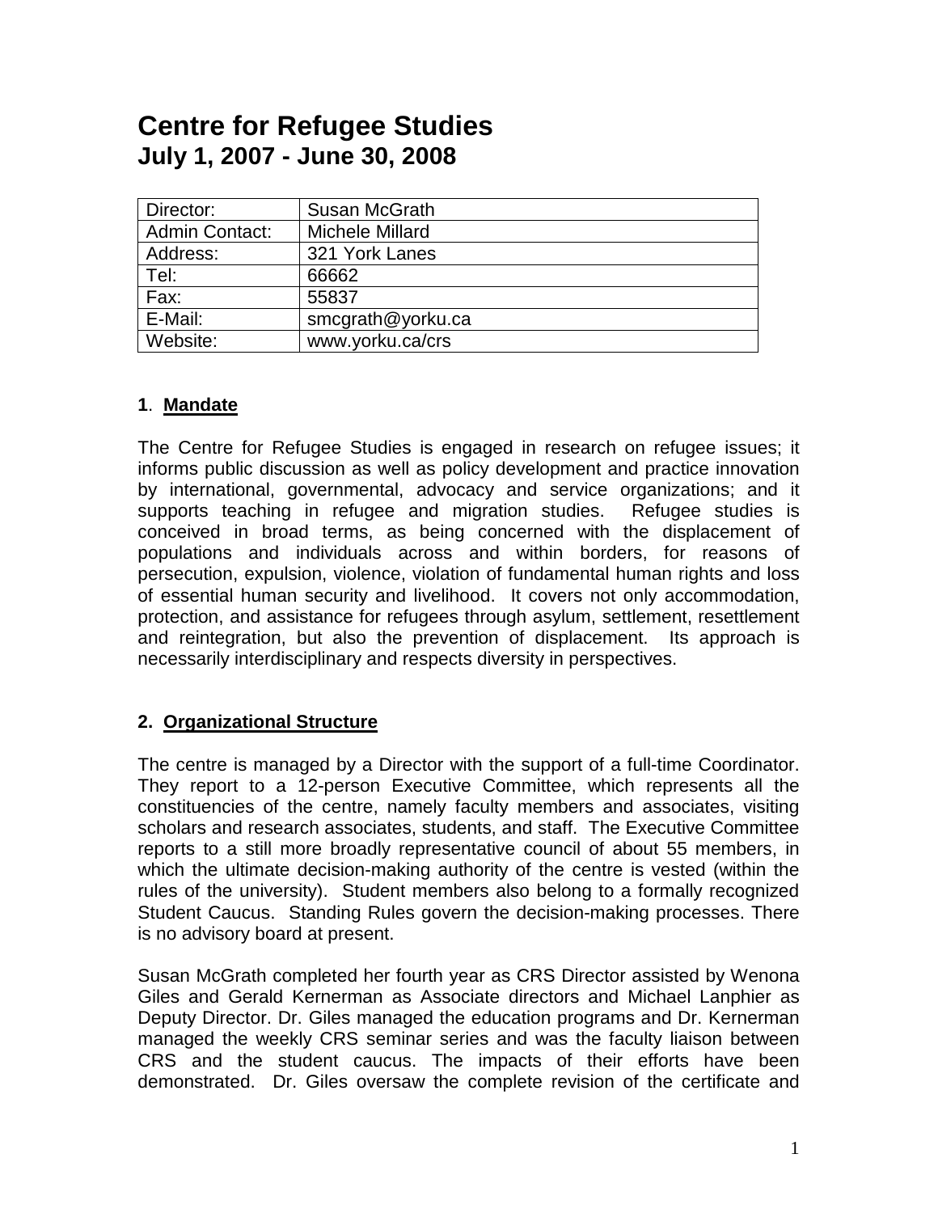# Centre for Refugee Studies
## July 1, 2007 - June 30, 2008

| | |
|---|---|
| Director: | Susan McGrath |
| Admin Contact: | Michele Millard |
| Address: | 321 York Lanes |
| Tel: | 66662 |
| Fax: | 55837 |
| E-Mail: | smcgrath@yorku.ca |
| Website: | www.yorku.ca/crs |

### 1. Mandate

The Centre for Refugee Studies is engaged in research on refugee issues; it informs public discussion as well as policy development and practice innovation by international, governmental, advocacy and service organizations; and it supports teaching in refugee and migration studies. Refugee studies is conceived in broad terms, as being concerned with the displacement of populations and individuals across and within borders, for reasons of persecution, expulsion, violence, violation of fundamental human rights and loss of essential human security and livelihood. It covers not only accommodation, protection, and assistance for refugees through asylum, settlement, resettlement and reintegration, but also the prevention of displacement. Its approach is necessarily interdisciplinary and respects diversity in perspectives.

### 2. Organizational Structure

The centre is managed by a Director with the support of a full-time Coordinator. They report to a 12-person Executive Committee, which represents all the constituencies of the centre, namely faculty members and associates, visiting scholars and research associates, students, and staff. The Executive Committee reports to a still more broadly representative council of about 55 members, in which the ultimate decision-making authority of the centre is vested (within the rules of the university). Student members also belong to a formally recognized Student Caucus. Standing Rules govern the decision-making processes. There is no advisory board at present.

Susan McGrath completed her fourth year as CRS Director assisted by Wenona Giles and Gerald Kernerman as Associate directors and Michael Lanphier as Deputy Director. Dr. Giles managed the education programs and Dr. Kernerman managed the weekly CRS seminar series and was the faculty liaison between CRS and the student caucus. The impacts of their efforts have been demonstrated. Dr. Giles oversaw the complete revision of the certificate and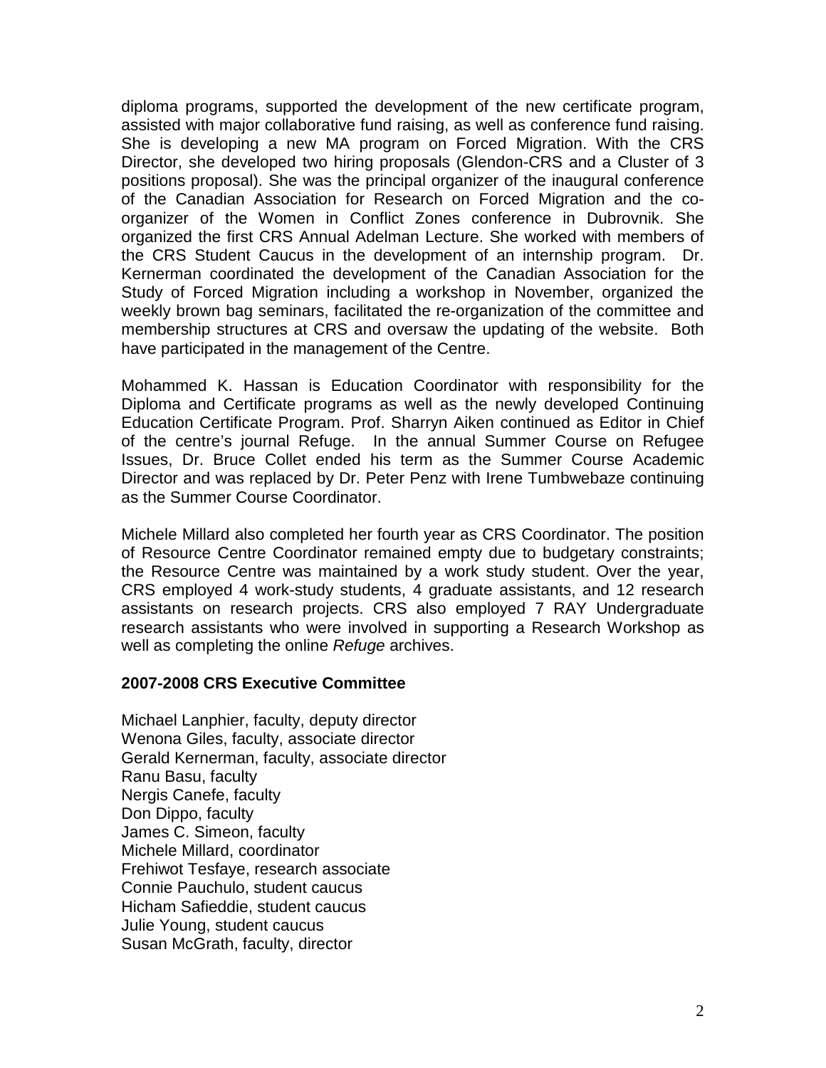diploma programs, supported the development of the new certificate program, assisted with major collaborative fund raising, as well as conference fund raising. She is developing a new MA program on Forced Migration. With the CRS Director, she developed two hiring proposals (Glendon-CRS and a Cluster of 3 positions proposal). She was the principal organizer of the inaugural conference of the Canadian Association for Research on Forced Migration and the co-organizer of the Women in Conflict Zones conference in Dubrovnik. She organized the first CRS Annual Adelman Lecture. She worked with members of the CRS Student Caucus in the development of an internship program. Dr. Kernerman coordinated the development of the Canadian Association for the Study of Forced Migration including a workshop in November, organized the weekly brown bag seminars, facilitated the re-organization of the committee and membership structures at CRS and oversaw the updating of the website. Both have participated in the management of the Centre.

Mohammed K. Hassan is Education Coordinator with responsibility for the Diploma and Certificate programs as well as the newly developed Continuing Education Certificate Program. Prof. Sharryn Aiken continued as Editor in Chief of the centre's journal Refuge. In the annual Summer Course on Refugee Issues, Dr. Bruce Collet ended his term as the Summer Course Academic Director and was replaced by Dr. Peter Penz with Irene Tumbwebaze continuing as the Summer Course Coordinator.

Michele Millard also completed her fourth year as CRS Coordinator. The position of Resource Centre Coordinator remained empty due to budgetary constraints; the Resource Centre was maintained by a work study student. Over the year, CRS employed 4 work-study students, 4 graduate assistants, and 12 research assistants on research projects. CRS also employed 7 RAY Undergraduate research assistants who were involved in supporting a Research Workshop as well as completing the online *Refuge* archives.

**2007-2008 CRS Executive Committee**

Michael Lanphier, faculty, deputy director
Wenona Giles, faculty, associate director
Gerald Kernerman, faculty, associate director
Ranu Basu, faculty
Nergis Canefe, faculty
Don Dippo, faculty
James C. Simeon, faculty
Michele Millard, coordinator
Frehiwot Tesfaye, research associate
Connie Pauchulo, student caucus
Hicham Safieddie, student caucus
Julie Young, student caucus
Susan McGrath, faculty, director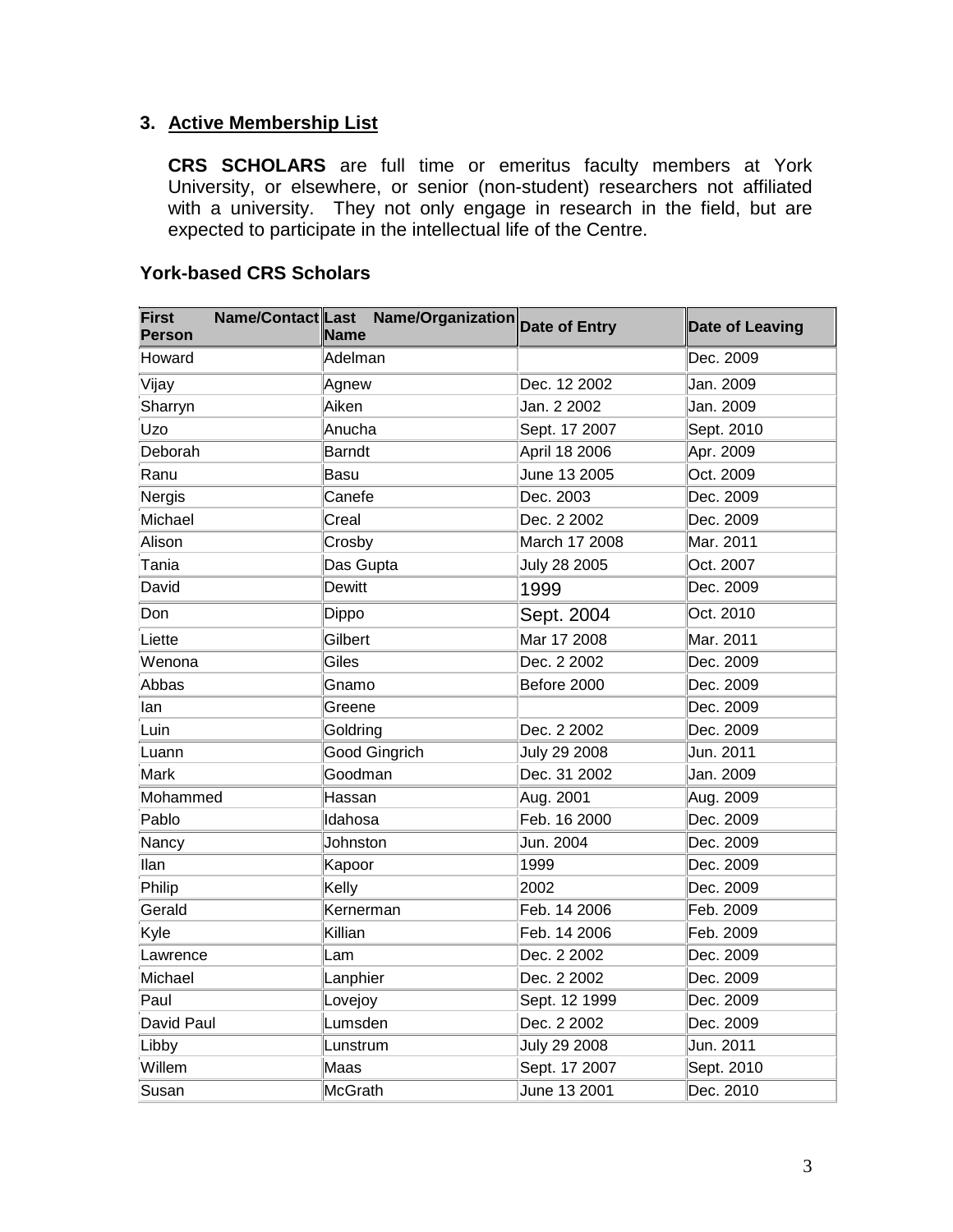## 3. Active Membership List

**CRS SCHOLARS** are full time or emeritus faculty members at York University, or elsewhere, or senior (non-student) researchers not affiliated with a university. They not only engage in research in the field, but are expected to participate in the intellectual life of the Centre.

### York-based CRS Scholars

| First Name/Contact Person | Last Name/Organization Name | Date of Entry | Date of Leaving |
|---|---|---|---|
| Howard | Adelman | | Dec. 2009 |
| Vijay | Agnew | Dec. 12 2002 | Jan. 2009 |
| Sharryn | Aiken | Jan. 2 2002 | Jan. 2009 |
| Uzo | Anucha | Sept. 17 2007 | Sept. 2010 |
| Deborah | Barndt | April 18 2006 | Apr. 2009 |
| Ranu | Basu | June 13 2005 | Oct. 2009 |
| Nergis | Canefe | Dec. 2003 | Dec. 2009 |
| Michael | Creal | Dec. 2 2002 | Dec. 2009 |
| Alison | Crosby | March 17 2008 | Mar. 2011 |
| Tania | Das Gupta | July 28 2005 | Oct. 2007 |
| David | Dewitt | 1999 | Dec. 2009 |
| Don | Dippo | Sept. 2004 | Oct. 2010 |
| Liette | Gilbert | Mar 17 2008 | Mar. 2011 |
| Wenona | Giles | Dec. 2 2002 | Dec. 2009 |
| Abbas | Gnamo | Before 2000 | Dec. 2009 |
| Ian | Greene | | Dec. 2009 |
| Luin | Goldring | Dec. 2 2002 | Dec. 2009 |
| Luann | Good Gingrich | July 29 2008 | Jun. 2011 |
| Mark | Goodman | Dec. 31 2002 | Jan. 2009 |
| Mohammed | Hassan | Aug. 2001 | Aug. 2009 |
| Pablo | Idahosa | Feb. 16 2000 | Dec. 2009 |
| Nancy | Johnston | Jun. 2004 | Dec. 2009 |
| Ilan | Kapoor | 1999 | Dec. 2009 |
| Philip | Kelly | 2002 | Dec. 2009 |
| Gerald | Kernerman | Feb. 14 2006 | Feb. 2009 |
| Kyle | Killian | Feb. 14 2006 | Feb. 2009 |
| Lawrence | Lam | Dec. 2 2002 | Dec. 2009 |
| Michael | Lanphier | Dec. 2 2002 | Dec. 2009 |
| Paul | Lovejoy | Sept. 12 1999 | Dec. 2009 |
| David Paul | Lumsden | Dec. 2 2002 | Dec. 2009 |
| Libby | Lunstrum | July 29 2008 | Jun. 2011 |
| Willem | Maas | Sept. 17 2007 | Sept. 2010 |
| Susan | McGrath | June 13 2001 | Dec. 2010 |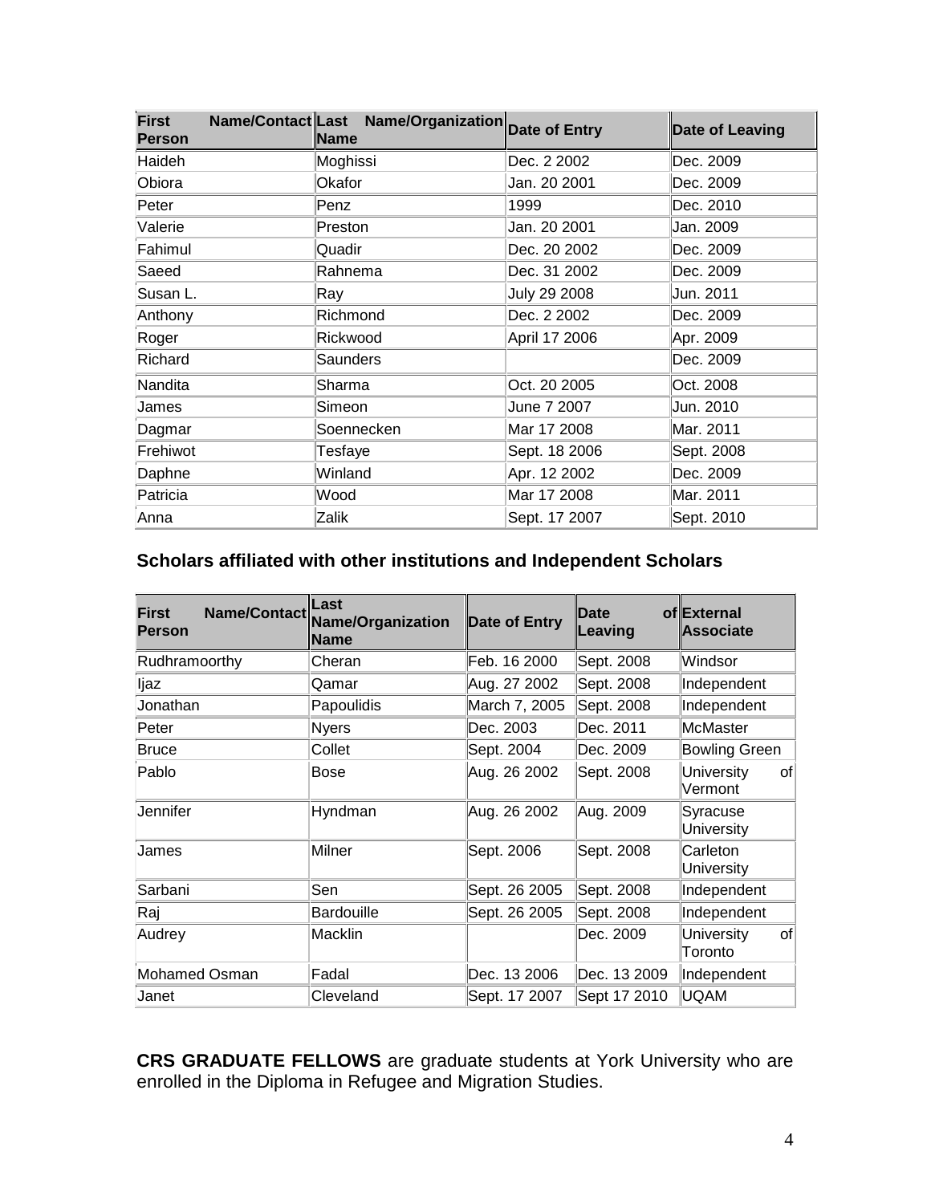| First Name/Contact Person | Last Name/Organization Name | Date of Entry | Date of Leaving |
|---|---|---|---|
| Haideh | Moghissi | Dec. 2 2002 | Dec. 2009 |
| Obiora | Okafor | Jan. 20 2001 | Dec. 2009 |
| Peter | Penz | 1999 | Dec. 2010 |
| Valerie | Preston | Jan. 20 2001 | Jan. 2009 |
| Fahimul | Quadir | Dec. 20 2002 | Dec. 2009 |
| Saeed | Rahnema | Dec. 31 2002 | Dec. 2009 |
| Susan L. | Ray | July 29 2008 | Jun. 2011 |
| Anthony | Richmond | Dec. 2 2002 | Dec. 2009 |
| Roger | Rickwood | April 17 2006 | Apr. 2009 |
| Richard | Saunders | | Dec. 2009 |
| Nandita | Sharma | Oct. 20 2005 | Oct. 2008 |
| James | Simeon | June 7 2007 | Jun. 2010 |
| Dagmar | Soennecken | Mar 17 2008 | Mar. 2011 |
| Frehiwot | Tesfaye | Sept. 18 2006 | Sept. 2008 |
| Daphne | Winland | Apr. 12 2002 | Dec. 2009 |
| Patricia | Wood | Mar 17 2008 | Mar. 2011 |
| Anna | Zalik | Sept. 17 2007 | Sept. 2010 |

### Scholars affiliated with other institutions and Independent Scholars

| First Name/Contact Person | Last Name/Organization Name | Date of Entry | Date of Leaving | External Associate |
|---|---|---|---|---|
| Rudhramoorthy | Cheran | Feb. 16 2000 | Sept. 2008 | Windsor |
| Ijaz | Qamar | Aug. 27 2002 | Sept. 2008 | Independent |
| Jonathan | Papoulidis | March 7, 2005 | Sept. 2008 | Independent |
| Peter | Nyers | Dec. 2003 | Dec. 2011 | McMaster |
| Bruce | Collet | Sept. 2004 | Dec. 2009 | Bowling Green |
| Pablo | Bose | Aug. 26 2002 | Sept. 2008 | University of Vermont |
| Jennifer | Hyndman | Aug. 26 2002 | Aug. 2009 | Syracuse University |
| James | Milner | Sept. 2006 | Sept. 2008 | Carleton University |
| Sarbani | Sen | Sept. 26 2005 | Sept. 2008 | Independent |
| Raj | Bardouille | Sept. 26 2005 | Sept. 2008 | Independent |
| Audrey | Macklin | | Dec. 2009 | University of Toronto |
| Mohamed Osman | Fadal | Dec. 13 2006 | Dec. 13 2009 | Independent |
| Janet | Cleveland | Sept. 17 2007 | Sept 17 2010 | UQAM |

**CRS GRADUATE FELLOWS** are graduate students at York University who are enrolled in the Diploma in Refugee and Migration Studies.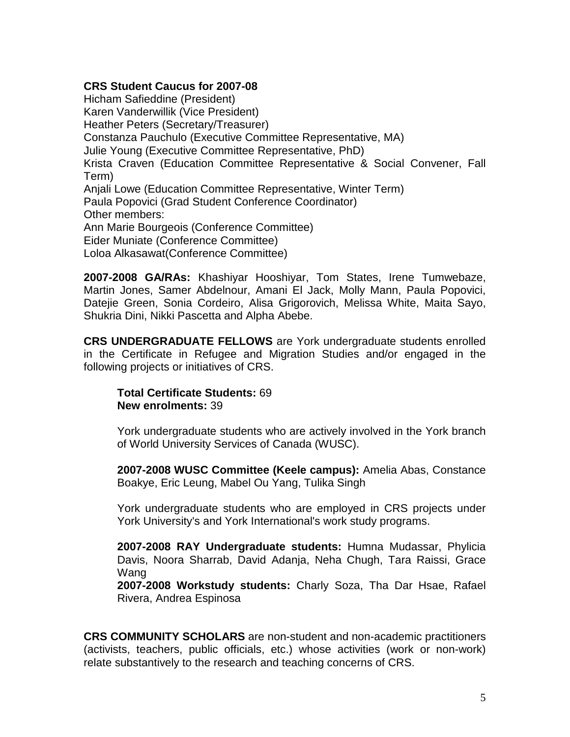**CRS Student Caucus for 2007-08**

Hicham Safieddine (President)
Karen Vanderwillik (Vice President)
Heather Peters (Secretary/Treasurer)
Constanza Pauchulo (Executive Committee Representative, MA)
Julie Young (Executive Committee Representative, PhD)
Krista Craven (Education Committee Representative & Social Convener, Fall Term)
Anjali Lowe (Education Committee Representative, Winter Term)
Paula Popovici (Grad Student Conference Coordinator)
Other members:
Ann Marie Bourgeois (Conference Committee)
Eider Muniate (Conference Committee)
Loloa Alkasawat(Conference Committee)

**2007-2008 GA/RAs:** Khashiyar Hooshiyar, Tom States, Irene Tumwebaze, Martin Jones, Samer Abdelnour, Amani El Jack, Molly Mann, Paula Popovici, Datejie Green, Sonia Cordeiro, Alisa Grigorovich, Melissa White, Maita Sayo, Shukria Dini, Nikki Pascetta and Alpha Abebe.

**CRS UNDERGRADUATE FELLOWS** are York undergraduate students enrolled in the Certificate in Refugee and Migration Studies and/or engaged in the following projects or initiatives of CRS.

> **Total Certificate Students:** 69
> **New enrolments:** 39
>
> York undergraduate students who are actively involved in the York branch of World University Services of Canada (WUSC).
>
> **2007-2008 WUSC Committee (Keele campus):** Amelia Abas, Constance Boakye, Eric Leung, Mabel Ou Yang, Tulika Singh
>
> York undergraduate students who are employed in CRS projects under York University's and York International's work study programs.
>
> **2007-2008 RAY Undergraduate students:** Humna Mudassar, Phylicia Davis, Noora Sharrab, David Adanja, Neha Chugh, Tara Raissi, Grace Wang
> **2007-2008 Workstudy students:** Charly Soza, Tha Dar Hsae, Rafael Rivera, Andrea Espinosa

**CRS COMMUNITY SCHOLARS** are non-student and non-academic practitioners (activists, teachers, public officials, etc.) whose activities (work or non-work) relate substantively to the research and teaching concerns of CRS.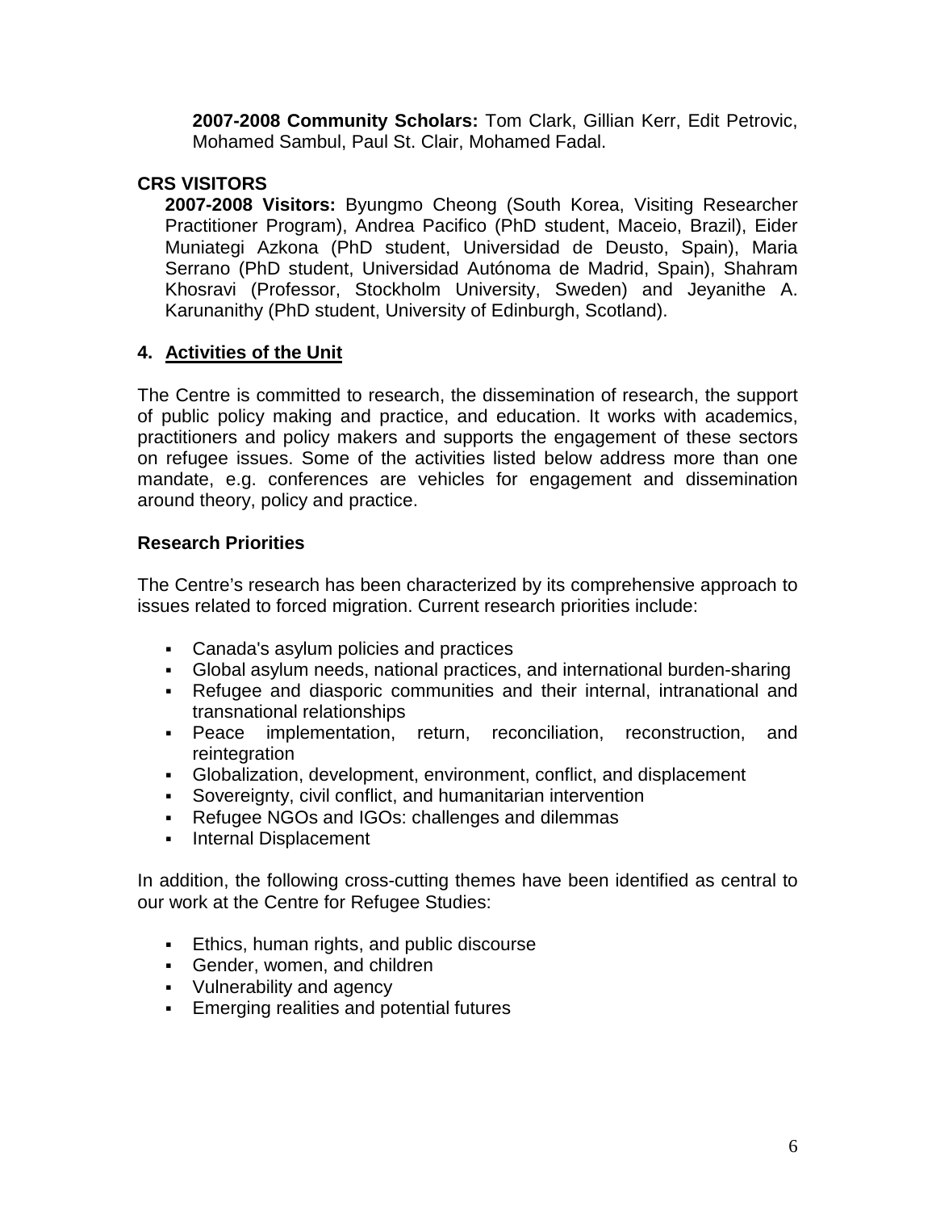**2007-2008 Community Scholars:** Tom Clark, Gillian Kerr, Edit Petrovic, Mohamed Sambul, Paul St. Clair, Mohamed Fadal.

### CRS VISITORS

**2007-2008 Visitors:** Byungmo Cheong (South Korea, Visiting Researcher Practitioner Program), Andrea Pacifico (PhD student, Maceio, Brazil), Eider Muniategi Azkona (PhD student, Universidad de Deusto, Spain), Maria Serrano (PhD student, Universidad Autónoma de Madrid, Spain), Shahram Khosravi (Professor, Stockholm University, Sweden) and Jeyanithe A. Karunanithy (PhD student, University of Edinburgh, Scotland).

## 4. Activities of the Unit

The Centre is committed to research, the dissemination of research, the support of public policy making and practice, and education. It works with academics, practitioners and policy makers and supports the engagement of these sectors on refugee issues. Some of the activities listed below address more than one mandate, e.g. conferences are vehicles for engagement and dissemination around theory, policy and practice.

### Research Priorities

The Centre's research has been characterized by its comprehensive approach to issues related to forced migration. Current research priorities include:

- Canada's asylum policies and practices
- Global asylum needs, national practices, and international burden-sharing
- Refugee and diasporic communities and their internal, intranational and transnational relationships
- Peace implementation, return, reconciliation, reconstruction, and reintegration
- Globalization, development, environment, conflict, and displacement
- Sovereignty, civil conflict, and humanitarian intervention
- Refugee NGOs and IGOs: challenges and dilemmas
- Internal Displacement

In addition, the following cross-cutting themes have been identified as central to our work at the Centre for Refugee Studies:

- Ethics, human rights, and public discourse
- Gender, women, and children
- Vulnerability and agency
- Emerging realities and potential futures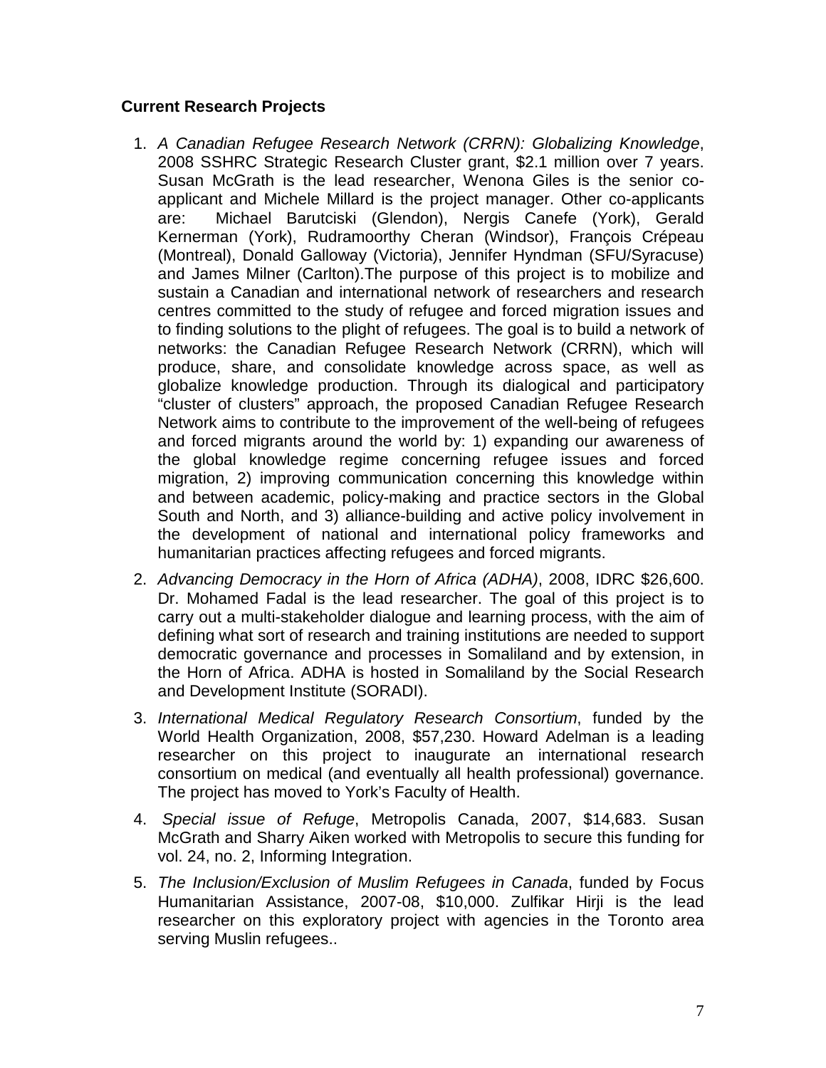**Current Research Projects**

1. *A Canadian Refugee Research Network (CRRN): Globalizing Knowledge*, 2008 SSHRC Strategic Research Cluster grant, $2.1 million over 7 years. Susan McGrath is the lead researcher, Wenona Giles is the senior co-applicant and Michele Millard is the project manager. Other co-applicants are: Michael Barutciski (Glendon), Nergis Canefe (York), Gerald Kernerman (York), Rudramoorthy Cheran (Windsor), François Crépeau (Montreal), Donald Galloway (Victoria), Jennifer Hyndman (SFU/Syracuse) and James Milner (Carlton).The purpose of this project is to mobilize and sustain a Canadian and international network of researchers and research centres committed to the study of refugee and forced migration issues and to finding solutions to the plight of refugees. The goal is to build a network of networks: the Canadian Refugee Research Network (CRRN), which will produce, share, and consolidate knowledge across space, as well as globalize knowledge production. Through its dialogical and participatory "cluster of clusters" approach, the proposed Canadian Refugee Research Network aims to contribute to the improvement of the well-being of refugees and forced migrants around the world by: 1) expanding our awareness of the global knowledge regime concerning refugee issues and forced migration, 2) improving communication concerning this knowledge within and between academic, policy-making and practice sectors in the Global South and North, and 3) alliance-building and active policy involvement in the development of national and international policy frameworks and humanitarian practices affecting refugees and forced migrants.

2. *Advancing Democracy in the Horn of Africa (ADHA)*, 2008, IDRC $26,600. Dr. Mohamed Fadal is the lead researcher. The goal of this project is to carry out a multi-stakeholder dialogue and learning process, with the aim of defining what sort of research and training institutions are needed to support democratic governance and processes in Somaliland and by extension, in the Horn of Africa. ADHA is hosted in Somaliland by the Social Research and Development Institute (SORADI).

3. *International Medical Regulatory Research Consortium*, funded by the World Health Organization, 2008, $57,230. Howard Adelman is a leading researcher on this project to inaugurate an international research consortium on medical (and eventually all health professional) governance. The project has moved to York's Faculty of Health.

4. *Special issue of Refuge*, Metropolis Canada, 2007, $14,683. Susan McGrath and Sharry Aiken worked with Metropolis to secure this funding for vol. 24, no. 2, Informing Integration.

5. *The Inclusion/Exclusion of Muslim Refugees in Canada*, funded by Focus Humanitarian Assistance, 2007-08, $10,000. Zulfikar Hirji is the lead researcher on this exploratory project with agencies in the Toronto area serving Muslin refugees..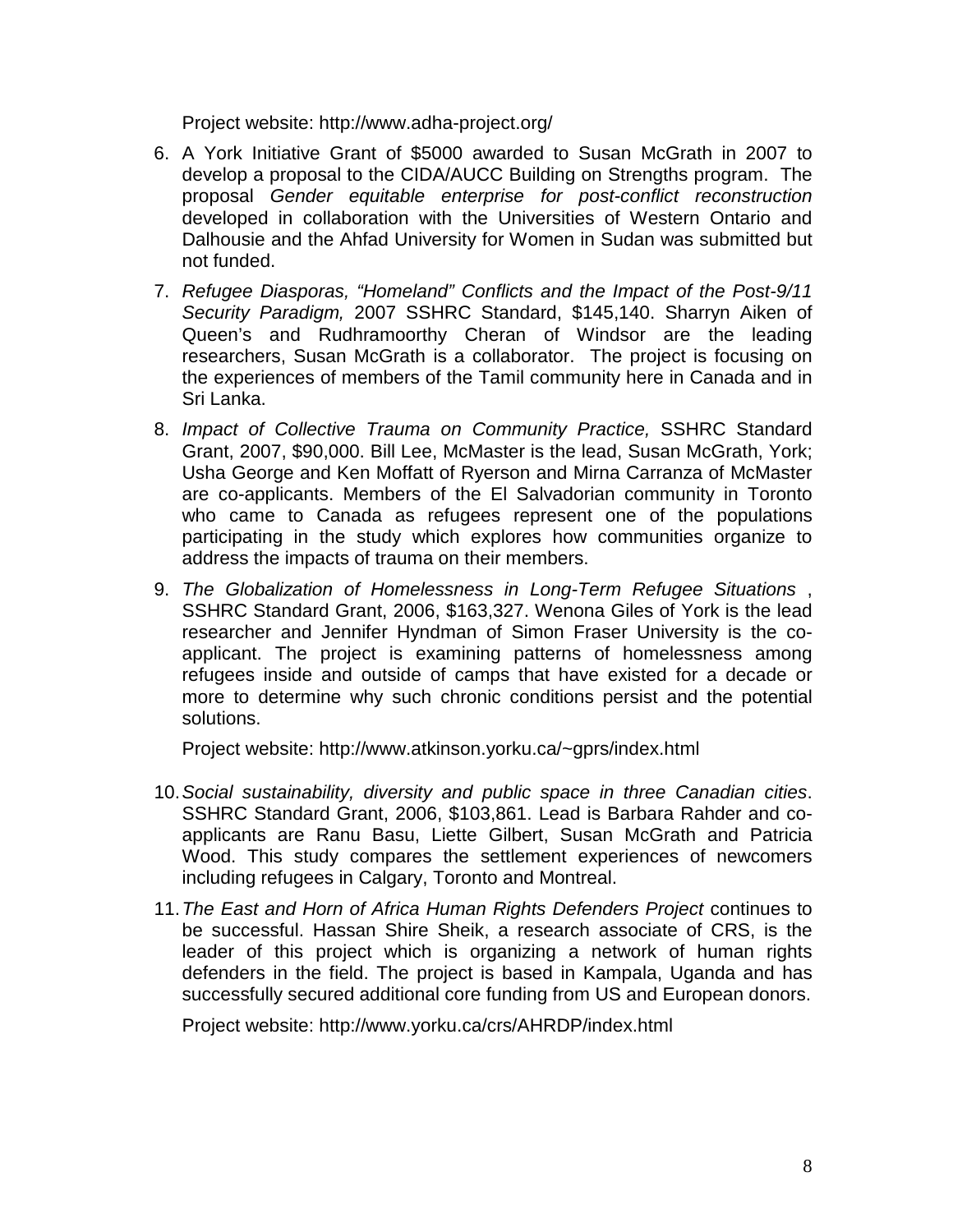Project website: http://www.adha-project.org/

6. A York Initiative Grant of $5000 awarded to Susan McGrath in 2007 to develop a proposal to the CIDA/AUCC Building on Strengths program. The proposal *Gender equitable enterprise for post-conflict reconstruction* developed in collaboration with the Universities of Western Ontario and Dalhousie and the Ahfad University for Women in Sudan was submitted but not funded.

7. *Refugee Diasporas, "Homeland" Conflicts and the Impact of the Post-9/11 Security Paradigm,* 2007 SSHRC Standard, $145,140. Sharryn Aiken of Queen's and Rudhramoorthy Cheran of Windsor are the leading researchers, Susan McGrath is a collaborator. The project is focusing on the experiences of members of the Tamil community here in Canada and in Sri Lanka.

8. *Impact of Collective Trauma on Community Practice,* SSHRC Standard Grant, 2007, $90,000. Bill Lee, McMaster is the lead, Susan McGrath, York; Usha George and Ken Moffatt of Ryerson and Mirna Carranza of McMaster are co-applicants. Members of the El Salvadorian community in Toronto who came to Canada as refugees represent one of the populations participating in the study which explores how communities organize to address the impacts of trauma on their members.

9. *The Globalization of Homelessness in Long-Term Refugee Situations* , SSHRC Standard Grant, 2006, $163,327. Wenona Giles of York is the lead researcher and Jennifer Hyndman of Simon Fraser University is the co-applicant. The project is examining patterns of homelessness among refugees inside and outside of camps that have existed for a decade or more to determine why such chronic conditions persist and the potential solutions.

   Project website: http://www.atkinson.yorku.ca/~gprs/index.html

10. *Social sustainability, diversity and public space in three Canadian cities*. SSHRC Standard Grant, 2006, $103,861. Lead is Barbara Rahder and co-applicants are Ranu Basu, Liette Gilbert, Susan McGrath and Patricia Wood. This study compares the settlement experiences of newcomers including refugees in Calgary, Toronto and Montreal.

11. *The East and Horn of Africa Human Rights Defenders Project* continues to be successful. Hassan Shire Sheik, a research associate of CRS, is the leader of this project which is organizing a network of human rights defenders in the field. The project is based in Kampala, Uganda and has successfully secured additional core funding from US and European donors.

    Project website: http://www.yorku.ca/crs/AHRDP/index.html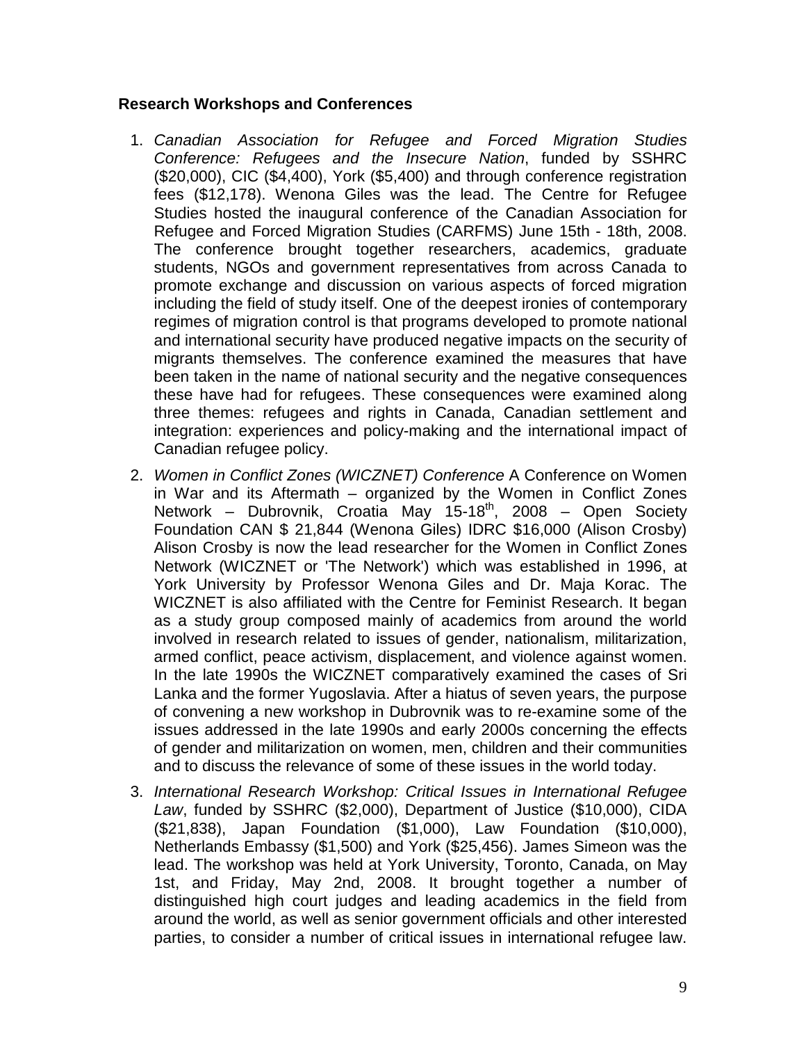**Research Workshops and Conferences**

1. *Canadian Association for Refugee and Forced Migration Studies Conference: Refugees and the Insecure Nation*, funded by SSHRC ($20,000), CIC ($4,400), York ($5,400) and through conference registration fees ($12,178). Wenona Giles was the lead. The Centre for Refugee Studies hosted the inaugural conference of the Canadian Association for Refugee and Forced Migration Studies (CARFMS) June 15th - 18th, 2008. The conference brought together researchers, academics, graduate students, NGOs and government representatives from across Canada to promote exchange and discussion on various aspects of forced migration including the field of study itself. One of the deepest ironies of contemporary regimes of migration control is that programs developed to promote national and international security have produced negative impacts on the security of migrants themselves. The conference examined the measures that have been taken in the name of national security and the negative consequences these have had for refugees. These consequences were examined along three themes: refugees and rights in Canada, Canadian settlement and integration: experiences and policy-making and the international impact of Canadian refugee policy.

2. *Women in Conflict Zones (WICZNET) Conference* A Conference on Women in War and its Aftermath – organized by the Women in Conflict Zones Network – Dubrovnik, Croatia May 15-18th, 2008 – Open Society Foundation CAN $ 21,844 (Wenona Giles) IDRC $16,000 (Alison Crosby) Alison Crosby is now the lead researcher for the Women in Conflict Zones Network (WICZNET or 'The Network') which was established in 1996, at York University by Professor Wenona Giles and Dr. Maja Korac. The WICZNET is also affiliated with the Centre for Feminist Research. It began as a study group composed mainly of academics from around the world involved in research related to issues of gender, nationalism, militarization, armed conflict, peace activism, displacement, and violence against women. In the late 1990s the WICZNET comparatively examined the cases of Sri Lanka and the former Yugoslavia. After a hiatus of seven years, the purpose of convening a new workshop in Dubrovnik was to re-examine some of the issues addressed in the late 1990s and early 2000s concerning the effects of gender and militarization on women, men, children and their communities and to discuss the relevance of some of these issues in the world today.

3. *International Research Workshop: Critical Issues in International Refugee Law*, funded by SSHRC ($2,000), Department of Justice ($10,000), CIDA ($21,838), Japan Foundation ($1,000), Law Foundation ($10,000), Netherlands Embassy ($1,500) and York ($25,456). James Simeon was the lead. The workshop was held at York University, Toronto, Canada, on May 1st, and Friday, May 2nd, 2008. It brought together a number of distinguished high court judges and leading academics in the field from around the world, as well as senior government officials and other interested parties, to consider a number of critical issues in international refugee law.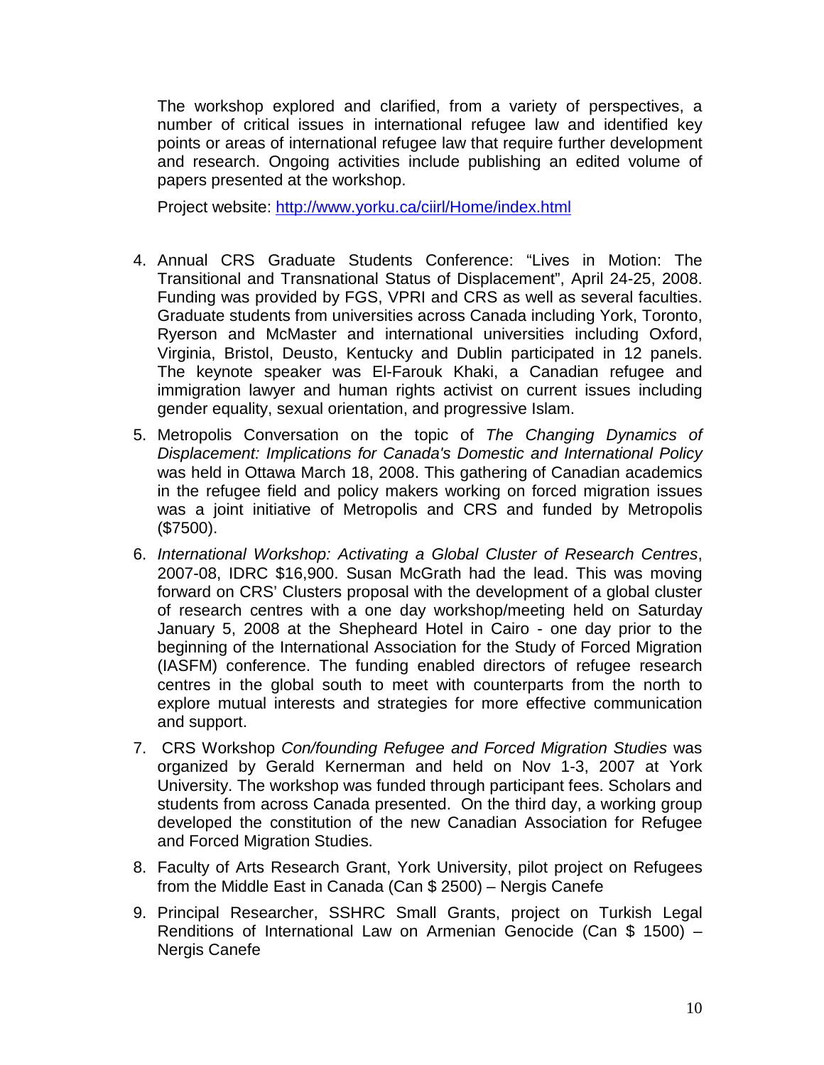The workshop explored and clarified, from a variety of perspectives, a number of critical issues in international refugee law and identified key points or areas of international refugee law that require further development and research. Ongoing activities include publishing an edited volume of papers presented at the workshop.

Project website: http://www.yorku.ca/ciirl/Home/index.html

4. Annual CRS Graduate Students Conference: "Lives in Motion: The Transitional and Transnational Status of Displacement", April 24-25, 2008. Funding was provided by FGS, VPRI and CRS as well as several faculties. Graduate students from universities across Canada including York, Toronto, Ryerson and McMaster and international universities including Oxford, Virginia, Bristol, Deusto, Kentucky and Dublin participated in 12 panels. The keynote speaker was El-Farouk Khaki, a Canadian refugee and immigration lawyer and human rights activist on current issues including gender equality, sexual orientation, and progressive Islam.
5. Metropolis Conversation on the topic of *The Changing Dynamics of Displacement: Implications for Canada's Domestic and International Policy* was held in Ottawa March 18, 2008. This gathering of Canadian academics in the refugee field and policy makers working on forced migration issues was a joint initiative of Metropolis and CRS and funded by Metropolis ($7500).
6. *International Workshop: Activating a Global Cluster of Research Centres*, 2007-08, IDRC $16,900. Susan McGrath had the lead. This was moving forward on CRS' Clusters proposal with the development of a global cluster of research centres with a one day workshop/meeting held on Saturday January 5, 2008 at the Shepheard Hotel in Cairo - one day prior to the beginning of the International Association for the Study of Forced Migration (IASFM) conference. The funding enabled directors of refugee research centres in the global south to meet with counterparts from the north to explore mutual interests and strategies for more effective communication and support.
7. CRS Workshop *Con/founding Refugee and Forced Migration Studies* was organized by Gerald Kernerman and held on Nov 1-3, 2007 at York University. The workshop was funded through participant fees. Scholars and students from across Canada presented. On the third day, a working group developed the constitution of the new Canadian Association for Refugee and Forced Migration Studies.
8. Faculty of Arts Research Grant, York University, pilot project on Refugees from the Middle East in Canada (Can $ 2500) – Nergis Canefe
9. Principal Researcher, SSHRC Small Grants, project on Turkish Legal Renditions of International Law on Armenian Genocide (Can $ 1500) – Nergis Canefe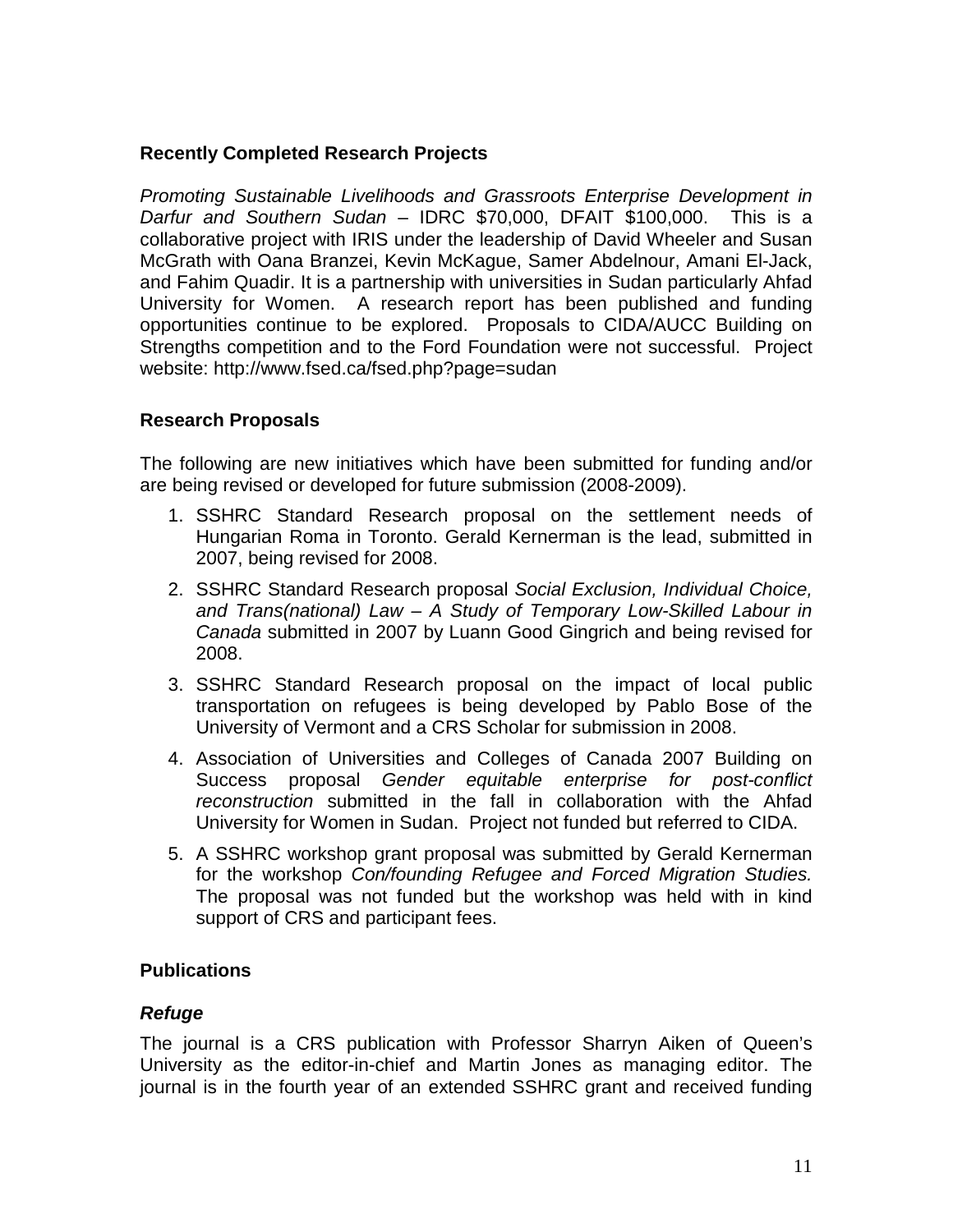## Recently Completed Research Projects

*Promoting Sustainable Livelihoods and Grassroots Enterprise Development in Darfur and Southern Sudan* – IDRC $70,000, DFAIT $100,000. This is a collaborative project with IRIS under the leadership of David Wheeler and Susan McGrath with Oana Branzei, Kevin McKague, Samer Abdelnour, Amani El-Jack, and Fahim Quadir. It is a partnership with universities in Sudan particularly Ahfad University for Women. A research report has been published and funding opportunities continue to be explored. Proposals to CIDA/AUCC Building on Strengths competition and to the Ford Foundation were not successful. Project website: http://www.fsed.ca/fsed.php?page=sudan

## Research Proposals

The following are new initiatives which have been submitted for funding and/or are being revised or developed for future submission (2008-2009).

1. SSHRC Standard Research proposal on the settlement needs of Hungarian Roma in Toronto. Gerald Kernerman is the lead, submitted in 2007, being revised for 2008.
2. SSHRC Standard Research proposal *Social Exclusion, Individual Choice, and Trans(national) Law – A Study of Temporary Low-Skilled Labour in Canada* submitted in 2007 by Luann Good Gingrich and being revised for 2008.
3. SSHRC Standard Research proposal on the impact of local public transportation on refugees is being developed by Pablo Bose of the University of Vermont and a CRS Scholar for submission in 2008.
4. Association of Universities and Colleges of Canada 2007 Building on Success proposal *Gender equitable enterprise for post-conflict reconstruction* submitted in the fall in collaboration with the Ahfad University for Women in Sudan. Project not funded but referred to CIDA.
5. A SSHRC workshop grant proposal was submitted by Gerald Kernerman for the workshop *Con/founding Refugee and Forced Migration Studies.* The proposal was not funded but the workshop was held with in kind support of CRS and participant fees.

## Publications

### *Refuge*

The journal is a CRS publication with Professor Sharryn Aiken of Queen's University as the editor-in-chief and Martin Jones as managing editor. The journal is in the fourth year of an extended SSHRC grant and received funding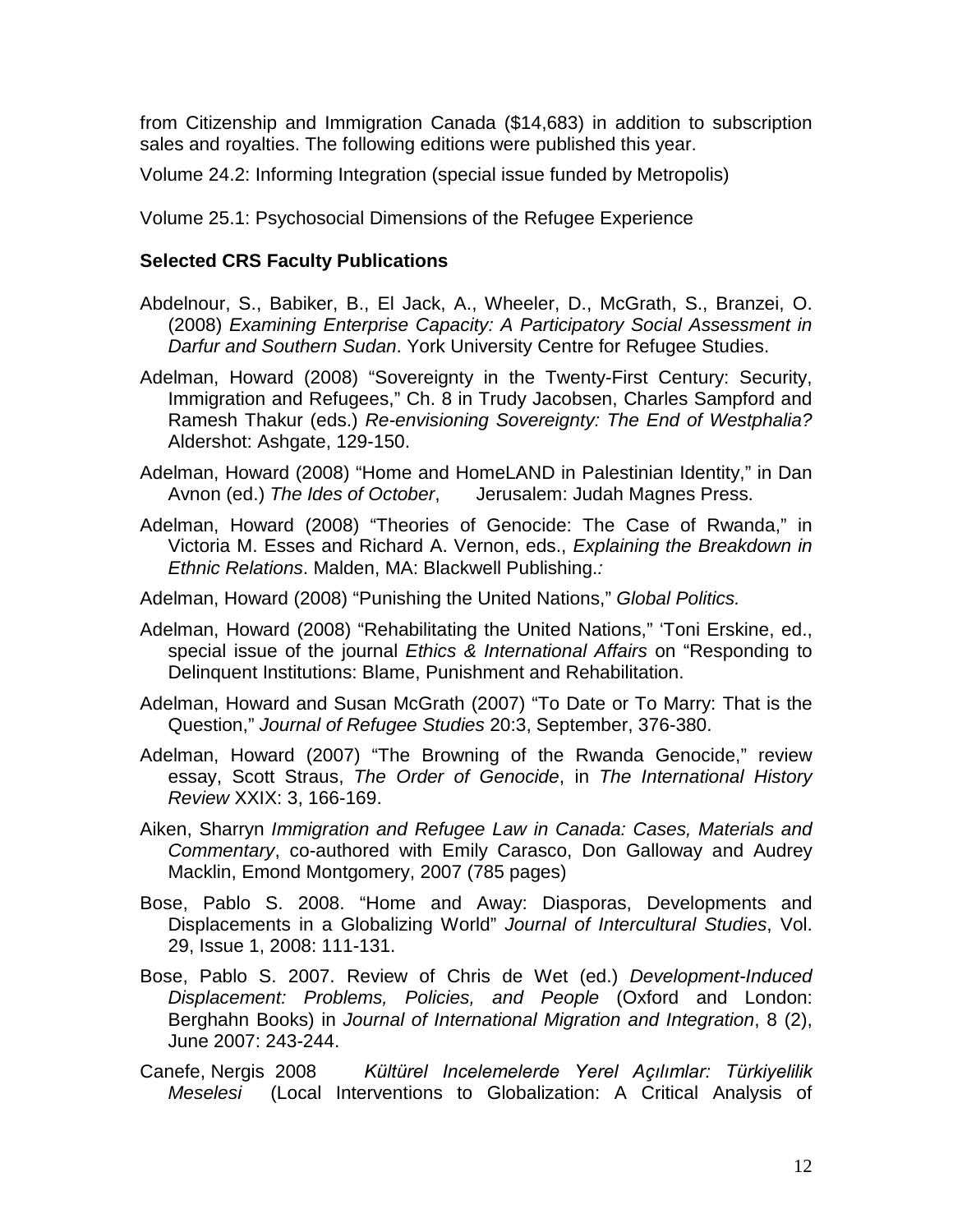from Citizenship and Immigration Canada ($14,683) in addition to subscription sales and royalties. The following editions were published this year.

Volume 24.2: Informing Integration (special issue funded by Metropolis)

Volume 25.1: Psychosocial Dimensions of the Refugee Experience

**Selected CRS Faculty Publications**

Abdelnour, S., Babiker, B., El Jack, A., Wheeler, D., McGrath, S., Branzei, O. (2008) *Examining Enterprise Capacity: A Participatory Social Assessment in Darfur and Southern Sudan*. York University Centre for Refugee Studies.

Adelman, Howard (2008) "Sovereignty in the Twenty-First Century: Security, Immigration and Refugees," Ch. 8 in Trudy Jacobsen, Charles Sampford and Ramesh Thakur (eds.) *Re-envisioning Sovereignty: The End of Westphalia?* Aldershot: Ashgate, 129-150.

Adelman, Howard (2008) "Home and HomeLAND in Palestinian Identity," in Dan Avnon (ed.) *The Ides of October*, Jerusalem: Judah Magnes Press.

Adelman, Howard (2008) "Theories of Genocide: The Case of Rwanda," in Victoria M. Esses and Richard A. Vernon, eds., *Explaining the Breakdown in Ethnic Relations*. Malden, MA: Blackwell Publishing.*:*

Adelman, Howard (2008) "Punishing the United Nations," *Global Politics.*

Adelman, Howard (2008) "Rehabilitating the United Nations," 'Toni Erskine, ed., special issue of the journal *Ethics & International Affairs* on "Responding to Delinquent Institutions: Blame, Punishment and Rehabilitation.

Adelman, Howard and Susan McGrath (2007) "To Date or To Marry: That is the Question," *Journal of Refugee Studies* 20:3, September, 376-380.

Adelman, Howard (2007) "The Browning of the Rwanda Genocide," review essay, Scott Straus, *The Order of Genocide*, in *The International History Review* XXIX: 3, 166-169.

Aiken, Sharryn *Immigration and Refugee Law in Canada: Cases, Materials and Commentary*, co-authored with Emily Carasco, Don Galloway and Audrey Macklin, Emond Montgomery, 2007 (785 pages)

Bose, Pablo S. 2008. "Home and Away: Diasporas, Developments and Displacements in a Globalizing World" *Journal of Intercultural Studies*, Vol. 29, Issue 1, 2008: 111-131.

Bose, Pablo S. 2007. Review of Chris de Wet (ed.) *Development-Induced Displacement: Problems, Policies, and People* (Oxford and London: Berghahn Books) in *Journal of International Migration and Integration*, 8 (2), June 2007: 243-244.

Canefe, Nergis 2008 *Kültürel Incelemelerde Yerel Açılımlar: Türkiyelilik Meselesi* (Local Interventions to Globalization: A Critical Analysis of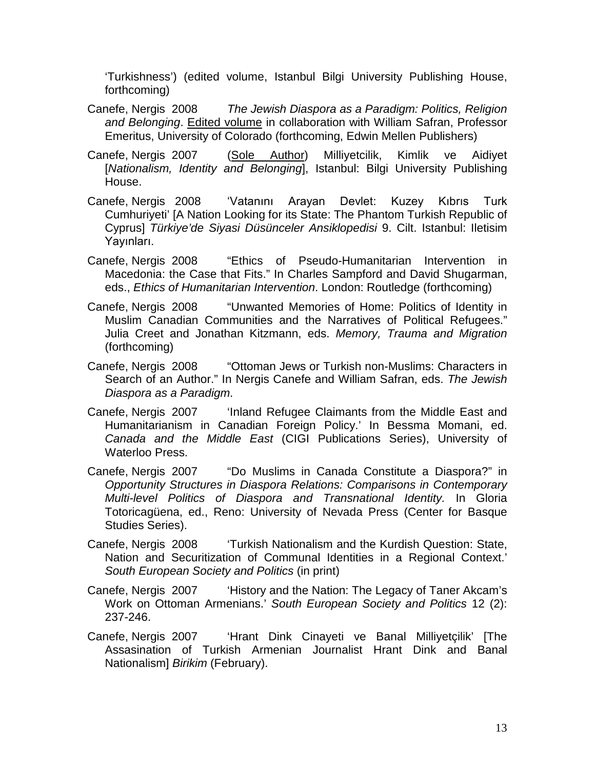'Turkishness') (edited volume, Istanbul Bilgi University Publishing House, forthcoming)

Canefe, Nergis 2008 *The Jewish Diaspora as a Paradigm: Politics, Religion and Belonging*. Edited volume in collaboration with William Safran, Professor Emeritus, University of Colorado (forthcoming, Edwin Mellen Publishers)

Canefe, Nergis 2007 (Sole Author) Milliyetcilik, Kimlik ve Aidiyet [*Nationalism, Identity and Belonging*], Istanbul: Bilgi University Publishing House.

Canefe, Nergis 2008 'Vatanını Arayan Devlet: Kuzey Kıbrıs Turk Cumhuriyeti' [A Nation Looking for its State: The Phantom Turkish Republic of Cyprus] *Türkiye'de Siyasi Düsünceler Ansiklopedisi* 9. Cilt. Istanbul: Iletisim Yayınları.

Canefe, Nergis 2008 "Ethics of Pseudo-Humanitarian Intervention in Macedonia: the Case that Fits." In Charles Sampford and David Shugarman, eds., *Ethics of Humanitarian Intervention*. London: Routledge (forthcoming)

Canefe, Nergis 2008 "Unwanted Memories of Home: Politics of Identity in Muslim Canadian Communities and the Narratives of Political Refugees." Julia Creet and Jonathan Kitzmann, eds. *Memory, Trauma and Migration* (forthcoming)

Canefe, Nergis 2008 "Ottoman Jews or Turkish non-Muslims: Characters in Search of an Author." In Nergis Canefe and William Safran, eds. *The Jewish Diaspora as a Paradigm*.

Canefe, Nergis 2007 'Inland Refugee Claimants from the Middle East and Humanitarianism in Canadian Foreign Policy.' In Bessma Momani, ed. *Canada and the Middle East* (CIGI Publications Series), University of Waterloo Press.

Canefe, Nergis 2007 "Do Muslims in Canada Constitute a Diaspora?" in *Opportunity Structures in Diaspora Relations: Comparisons in Contemporary Multi-level Politics of Diaspora and Transnational Identity.* In Gloria Totoricagüena, ed., Reno: University of Nevada Press (Center for Basque Studies Series).

Canefe, Nergis 2008 'Turkish Nationalism and the Kurdish Question: State, Nation and Securitization of Communal Identities in a Regional Context.' *South European Society and Politics* (in print)

Canefe, Nergis 2007 'History and the Nation: The Legacy of Taner Akcam's Work on Ottoman Armenians.' *South European Society and Politics* 12 (2): 237-246.

Canefe, Nergis 2007 'Hrant Dink Cinayeti ve Banal Milliyetçilik' [The Assasination of Turkish Armenian Journalist Hrant Dink and Banal Nationalism] *Birikim* (February).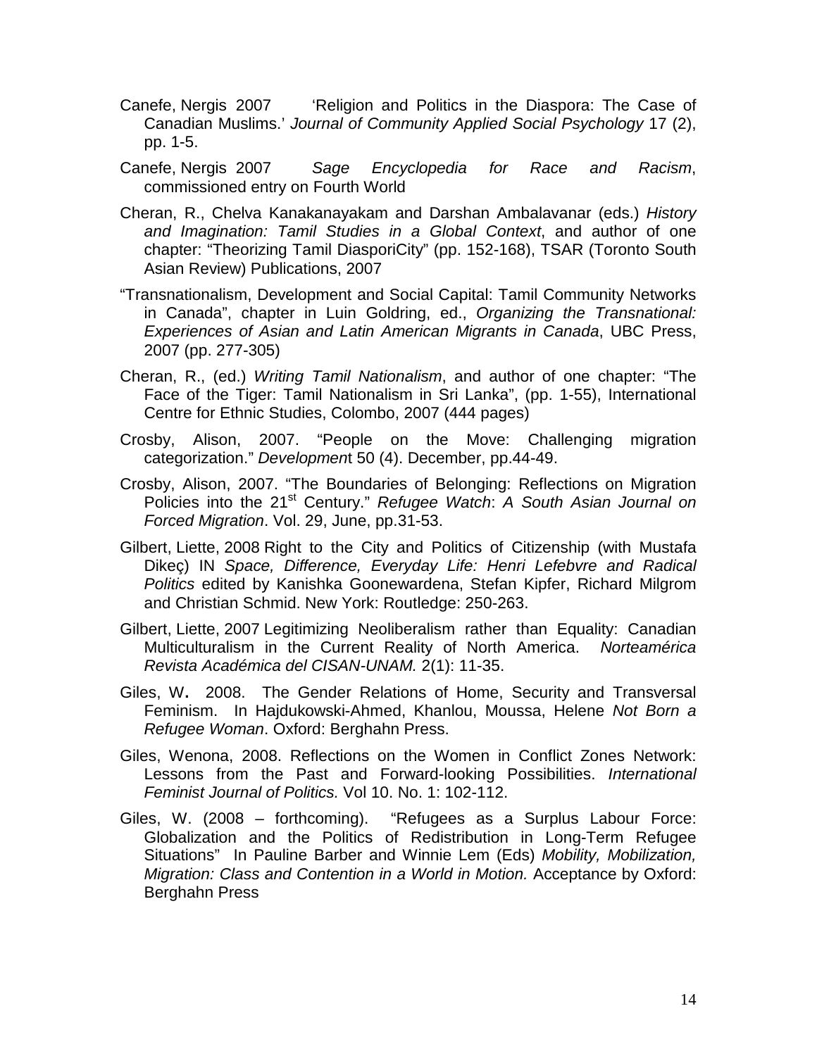Canefe, Nergis 2007 'Religion and Politics in the Diaspora: The Case of Canadian Muslims.' *Journal of Community Applied Social Psychology* 17 (2), pp. 1-5.

Canefe, Nergis 2007 *Sage Encyclopedia for Race and Racism*, commissioned entry on Fourth World

Cheran, R., Chelva Kanakanayakam and Darshan Ambalavanar (eds.) *History and Imagination: Tamil Studies in a Global Context*, and author of one chapter: "Theorizing Tamil DiasporiCity" (pp. 152-168), TSAR (Toronto South Asian Review) Publications, 2007

"Transnationalism, Development and Social Capital: Tamil Community Networks in Canada", chapter in Luin Goldring, ed., *Organizing the Transnational: Experiences of Asian and Latin American Migrants in Canada*, UBC Press, 2007 (pp. 277-305)

Cheran, R., (ed.) *Writing Tamil Nationalism*, and author of one chapter: "The Face of the Tiger: Tamil Nationalism in Sri Lanka", (pp. 1-55), International Centre for Ethnic Studies, Colombo, 2007 (444 pages)

Crosby, Alison, 2007. "People on the Move: Challenging migration categorization." *Development* 50 (4). December, pp.44-49.

Crosby, Alison, 2007. "The Boundaries of Belonging: Reflections on Migration Policies into the 21st Century." *Refugee Watch*: *A South Asian Journal on Forced Migration*. Vol. 29, June, pp.31-53.

Gilbert, Liette, 2008 Right to the City and Politics of Citizenship (with Mustafa Dikeç) IN *Space, Difference, Everyday Life: Henri Lefebvre and Radical Politics* edited by Kanishka Goonewardena, Stefan Kipfer, Richard Milgrom and Christian Schmid. New York: Routledge: 250-263.

Gilbert, Liette, 2007 Legitimizing Neoliberalism rather than Equality: Canadian Multiculturalism in the Current Reality of North America. *Norteamérica Revista Académica del CISAN-UNAM.* 2(1): 11-35.

Giles, W**.** 2008. The Gender Relations of Home, Security and Transversal Feminism. In Hajdukowski-Ahmed, Khanlou, Moussa, Helene *Not Born a Refugee Woman*. Oxford: Berghahn Press.

Giles, Wenona, 2008. Reflections on the Women in Conflict Zones Network: Lessons from the Past and Forward-looking Possibilities. *International Feminist Journal of Politics.* Vol 10. No. 1: 102-112.

Giles, W. (2008 – forthcoming). "Refugees as a Surplus Labour Force: Globalization and the Politics of Redistribution in Long-Term Refugee Situations" In Pauline Barber and Winnie Lem (Eds) *Mobility, Mobilization, Migration: Class and Contention in a World in Motion.* Acceptance by Oxford: Berghahn Press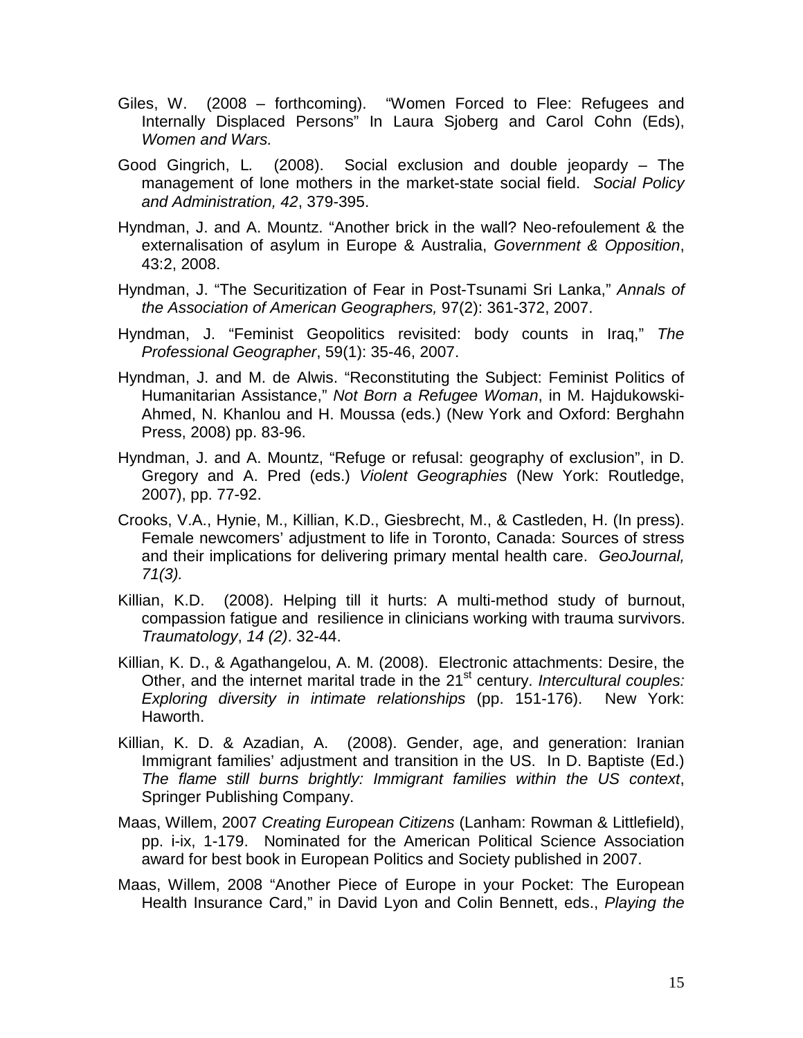Giles, W. (2008 – forthcoming). "Women Forced to Flee: Refugees and Internally Displaced Persons" In Laura Sjoberg and Carol Cohn (Eds), *Women and Wars.*

Good Gingrich, L. (2008). Social exclusion and double jeopardy – The management of lone mothers in the market-state social field. *Social Policy and Administration, 42*, 379-395.

Hyndman, J. and A. Mountz. "Another brick in the wall? Neo-refoulement & the externalisation of asylum in Europe & Australia, *Government & Opposition*, 43:2, 2008.

Hyndman, J. "The Securitization of Fear in Post-Tsunami Sri Lanka," *Annals of the Association of American Geographers,* 97(2): 361-372, 2007.

Hyndman, J. "Feminist Geopolitics revisited: body counts in Iraq," *The Professional Geographer*, 59(1): 35-46, 2007.

Hyndman, J. and M. de Alwis. "Reconstituting the Subject: Feminist Politics of Humanitarian Assistance," *Not Born a Refugee Woman*, in M. Hajdukowski-Ahmed, N. Khanlou and H. Moussa (eds.) (New York and Oxford: Berghahn Press, 2008) pp. 83-96.

Hyndman, J. and A. Mountz, "Refuge or refusal: geography of exclusion", in D. Gregory and A. Pred (eds.) *Violent Geographies* (New York: Routledge, 2007), pp. 77-92.

Crooks, V.A., Hynie, M., Killian, K.D., Giesbrecht, M., & Castleden, H. (In press). Female newcomers' adjustment to life in Toronto, Canada: Sources of stress and their implications for delivering primary mental health care. *GeoJournal, 71(3).*

Killian, K.D. (2008). Helping till it hurts: A multi-method study of burnout, compassion fatigue and resilience in clinicians working with trauma survivors. *Traumatology*, *14 (2)*. 32-44.

Killian, K. D., & Agathangelou, A. M. (2008). Electronic attachments: Desire, the Other, and the internet marital trade in the 21st century. *Intercultural couples: Exploring diversity in intimate relationships* (pp. 151-176). New York: Haworth.

Killian, K. D. & Azadian, A. (2008). Gender, age, and generation: Iranian Immigrant families' adjustment and transition in the US. In D. Baptiste (Ed.) *The flame still burns brightly: Immigrant families within the US context*, Springer Publishing Company.

Maas, Willem, 2007 *Creating European Citizens* (Lanham: Rowman & Littlefield), pp. i-ix, 1-179. Nominated for the American Political Science Association award for best book in European Politics and Society published in 2007.

Maas, Willem, 2008 "Another Piece of Europe in your Pocket: The European Health Insurance Card," in David Lyon and Colin Bennett, eds., *Playing the*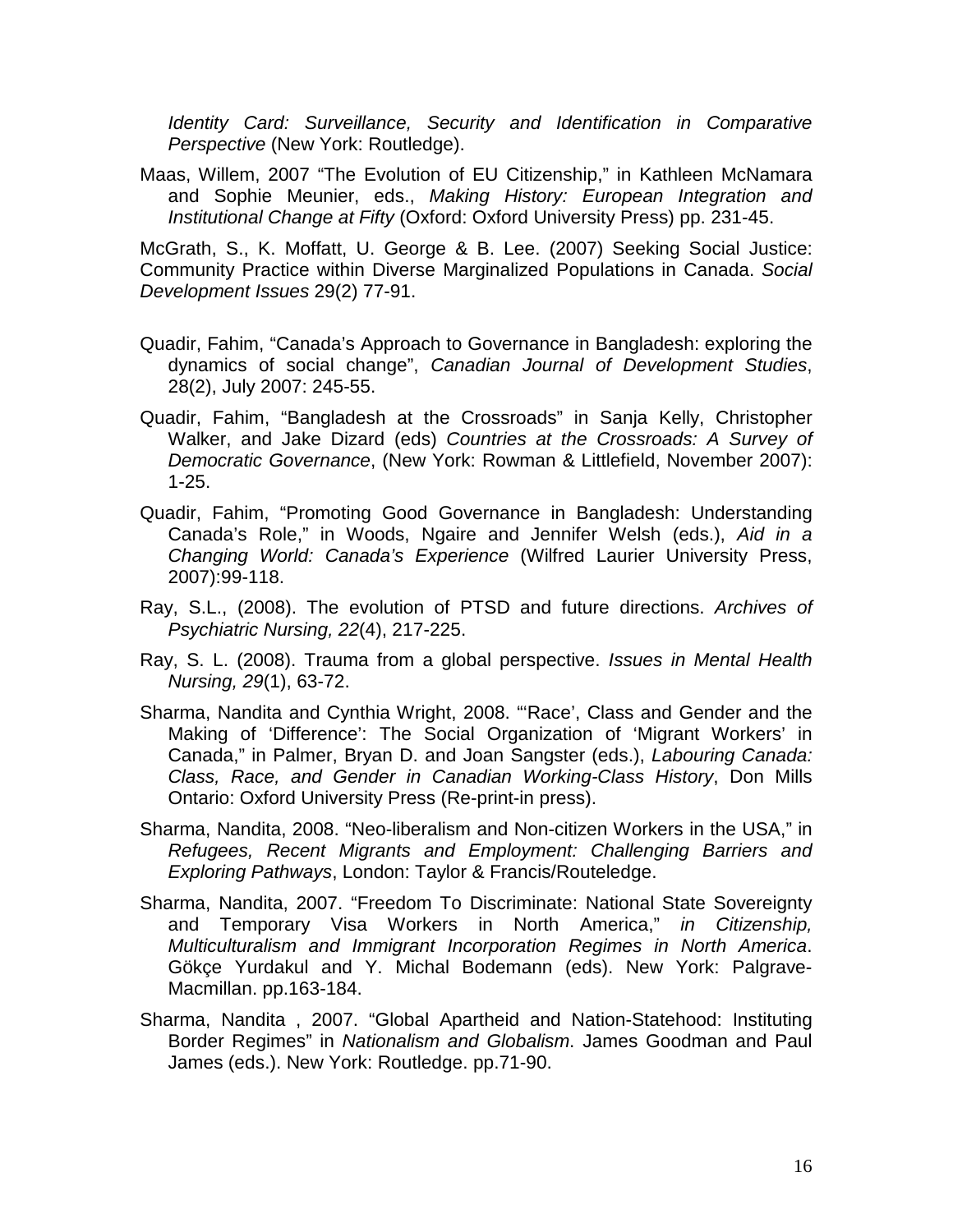*Identity Card: Surveillance, Security and Identification in Comparative Perspective* (New York: Routledge).

Maas, Willem, 2007 "The Evolution of EU Citizenship," in Kathleen McNamara and Sophie Meunier, eds., *Making History: European Integration and Institutional Change at Fifty* (Oxford: Oxford University Press) pp. 231-45.

McGrath, S., K. Moffatt, U. George & B. Lee. (2007) Seeking Social Justice: Community Practice within Diverse Marginalized Populations in Canada. *Social Development Issues* 29(2) 77-91.

Quadir, Fahim, "Canada's Approach to Governance in Bangladesh: exploring the dynamics of social change", *Canadian Journal of Development Studies*, 28(2), July 2007: 245-55.

Quadir, Fahim, "Bangladesh at the Crossroads" in Sanja Kelly, Christopher Walker, and Jake Dizard (eds) *Countries at the Crossroads: A Survey of Democratic Governance*, (New York: Rowman & Littlefield, November 2007): 1-25.

Quadir, Fahim, "Promoting Good Governance in Bangladesh: Understanding Canada's Role," in Woods, Ngaire and Jennifer Welsh (eds.), *Aid in a Changing World: Canada's Experience* (Wilfred Laurier University Press, 2007):99-118.

Ray, S.L., (2008). The evolution of PTSD and future directions. *Archives of Psychiatric Nursing, 22*(4), 217-225.

Ray, S. L. (2008). Trauma from a global perspective. *Issues in Mental Health Nursing, 29*(1), 63-72.

Sharma, Nandita and Cynthia Wright, 2008. "'Race', Class and Gender and the Making of 'Difference': The Social Organization of 'Migrant Workers' in Canada," in Palmer, Bryan D. and Joan Sangster (eds.), *Labouring Canada: Class, Race, and Gender in Canadian Working-Class History*, Don Mills Ontario: Oxford University Press (Re-print-in press).

Sharma, Nandita, 2008. "Neo-liberalism and Non-citizen Workers in the USA," in *Refugees, Recent Migrants and Employment: Challenging Barriers and Exploring Pathways*, London: Taylor & Francis/Routeledge.

Sharma, Nandita, 2007. "Freedom To Discriminate: National State Sovereignty and Temporary Visa Workers in North America," *in Citizenship, Multiculturalism and Immigrant Incorporation Regimes in North America*. Gökçe Yurdakul and Y. Michal Bodemann (eds). New York: Palgrave-Macmillan. pp.163-184.

Sharma, Nandita , 2007. "Global Apartheid and Nation-Statehood: Instituting Border Regimes" in *Nationalism and Globalism*. James Goodman and Paul James (eds.). New York: Routledge. pp.71-90.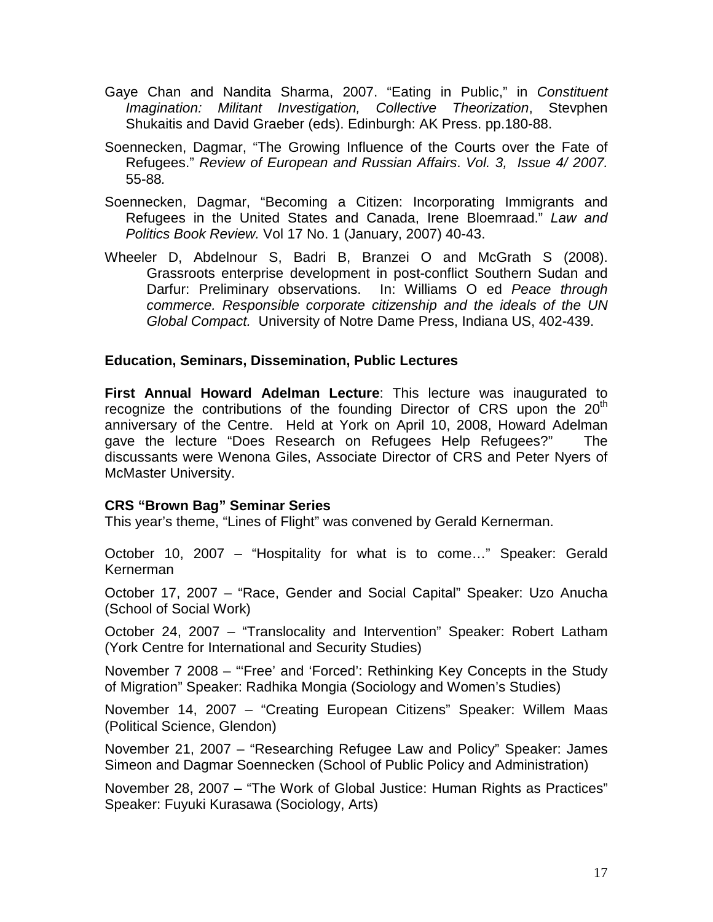Gaye Chan and Nandita Sharma, 2007. "Eating in Public," in *Constituent Imagination: Militant Investigation, Collective Theorization*, Stevphen Shukaitis and David Graeber (eds). Edinburgh: AK Press. pp.180-88.

Soennecken, Dagmar, "The Growing Influence of the Courts over the Fate of Refugees." *Review of European and Russian Affairs*. *Vol. 3, Issue 4/ 2007.* 55-88*.*

Soennecken, Dagmar, "Becoming a Citizen: Incorporating Immigrants and Refugees in the United States and Canada, Irene Bloemraad." *Law and Politics Book Review.* Vol 17 No. 1 (January, 2007) 40-43.

Wheeler D, Abdelnour S, Badri B, Branzei O and McGrath S (2008). Grassroots enterprise development in post-conflict Southern Sudan and Darfur: Preliminary observations. In: Williams O ed *Peace through commerce. Responsible corporate citizenship and the ideals of the UN Global Compact.* University of Notre Dame Press, Indiana US, 402-439.

## Education, Seminars, Dissemination, Public Lectures

**First Annual Howard Adelman Lecture**: This lecture was inaugurated to recognize the contributions of the founding Director of CRS upon the 20th anniversary of the Centre. Held at York on April 10, 2008, Howard Adelman gave the lecture "Does Research on Refugees Help Refugees?" The discussants were Wenona Giles, Associate Director of CRS and Peter Nyers of McMaster University.

### CRS "Brown Bag" Seminar Series

This year's theme, "Lines of Flight" was convened by Gerald Kernerman.

October 10, 2007 – "Hospitality for what is to come…" Speaker: Gerald Kernerman

October 17, 2007 – "Race, Gender and Social Capital" Speaker: Uzo Anucha (School of Social Work)

October 24, 2007 – "Translocality and Intervention" Speaker: Robert Latham (York Centre for International and Security Studies)

November 7 2008 – "'Free' and 'Forced': Rethinking Key Concepts in the Study of Migration" Speaker: Radhika Mongia (Sociology and Women's Studies)

November 14, 2007 – "Creating European Citizens" Speaker: Willem Maas (Political Science, Glendon)

November 21, 2007 – "Researching Refugee Law and Policy" Speaker: James Simeon and Dagmar Soennecken (School of Public Policy and Administration)

November 28, 2007 – "The Work of Global Justice: Human Rights as Practices" Speaker: Fuyuki Kurasawa (Sociology, Arts)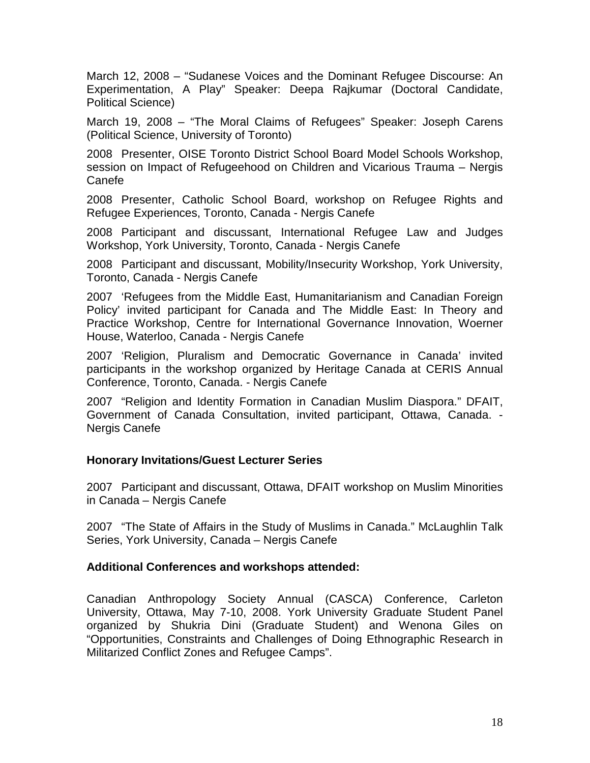March 12, 2008 – "Sudanese Voices and the Dominant Refugee Discourse: An Experimentation, A Play" Speaker: Deepa Rajkumar (Doctoral Candidate, Political Science)

March 19, 2008 – "The Moral Claims of Refugees" Speaker: Joseph Carens (Political Science, University of Toronto)

2008 Presenter, OISE Toronto District School Board Model Schools Workshop, session on Impact of Refugeehood on Children and Vicarious Trauma – Nergis Canefe

2008 Presenter, Catholic School Board, workshop on Refugee Rights and Refugee Experiences, Toronto, Canada - Nergis Canefe

2008 Participant and discussant, International Refugee Law and Judges Workshop, York University, Toronto, Canada - Nergis Canefe

2008 Participant and discussant, Mobility/Insecurity Workshop, York University, Toronto, Canada - Nergis Canefe

2007 'Refugees from the Middle East, Humanitarianism and Canadian Foreign Policy' invited participant for Canada and The Middle East: In Theory and Practice Workshop, Centre for International Governance Innovation, Woerner House, Waterloo, Canada - Nergis Canefe

2007 'Religion, Pluralism and Democratic Governance in Canada' invited participants in the workshop organized by Heritage Canada at CERIS Annual Conference, Toronto, Canada. - Nergis Canefe

2007 "Religion and Identity Formation in Canadian Muslim Diaspora." DFAIT, Government of Canada Consultation, invited participant, Ottawa, Canada. - Nergis Canefe

**Honorary Invitations/Guest Lecturer Series**

2007 Participant and discussant, Ottawa, DFAIT workshop on Muslim Minorities in Canada – Nergis Canefe

2007 "The State of Affairs in the Study of Muslims in Canada." McLaughlin Talk Series, York University, Canada – Nergis Canefe

**Additional Conferences and workshops attended:**

Canadian Anthropology Society Annual (CASCA) Conference, Carleton University, Ottawa, May 7-10, 2008. York University Graduate Student Panel organized by Shukria Dini (Graduate Student) and Wenona Giles on "Opportunities, Constraints and Challenges of Doing Ethnographic Research in Militarized Conflict Zones and Refugee Camps".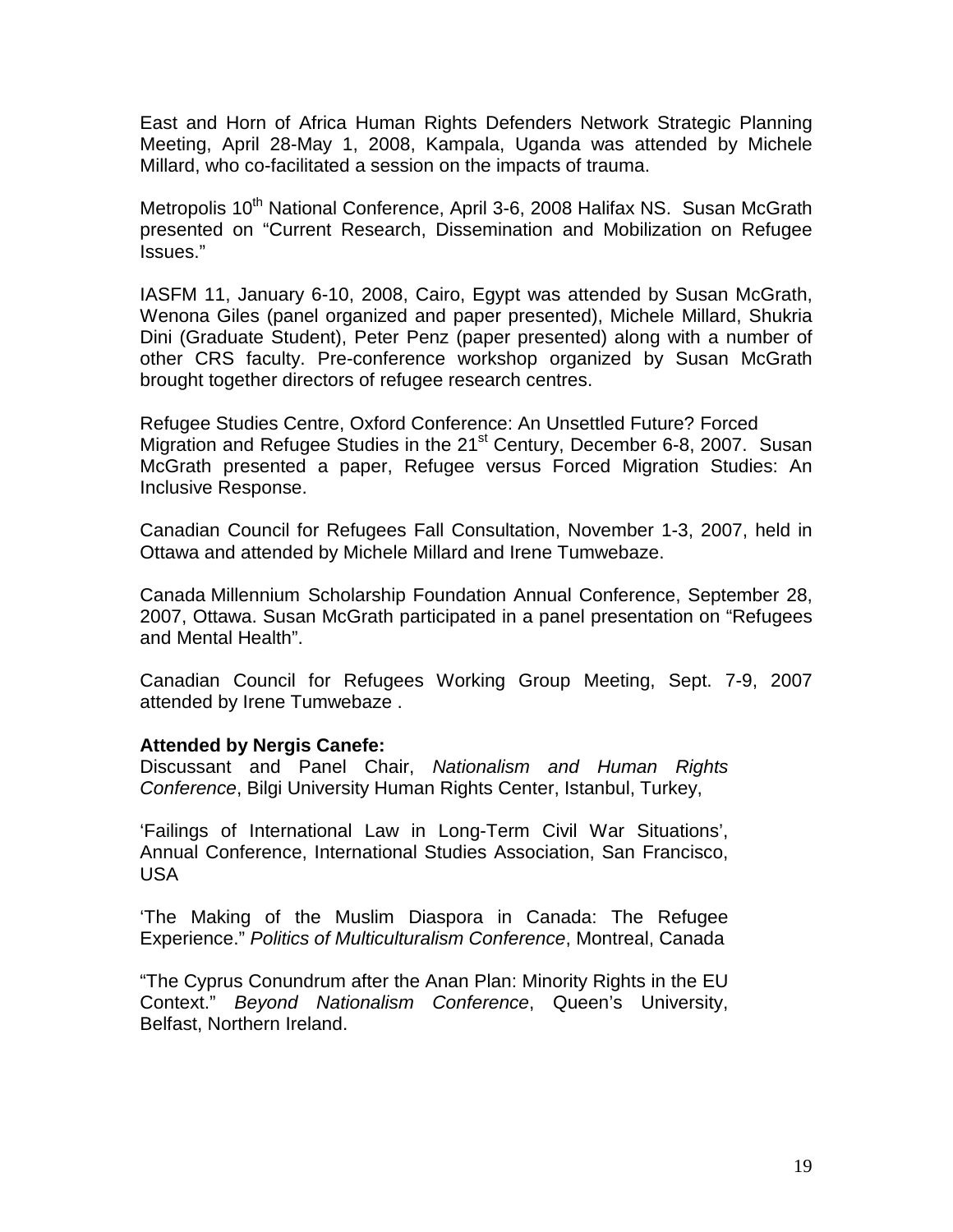East and Horn of Africa Human Rights Defenders Network Strategic Planning Meeting, April 28-May 1, 2008, Kampala, Uganda was attended by Michele Millard, who co-facilitated a session on the impacts of trauma.

Metropolis 10th National Conference, April 3-6, 2008 Halifax NS. Susan McGrath presented on "Current Research, Dissemination and Mobilization on Refugee Issues."

IASFM 11, January 6-10, 2008, Cairo, Egypt was attended by Susan McGrath, Wenona Giles (panel organized and paper presented), Michele Millard, Shukria Dini (Graduate Student), Peter Penz (paper presented) along with a number of other CRS faculty. Pre-conference workshop organized by Susan McGrath brought together directors of refugee research centres.

Refugee Studies Centre, Oxford Conference: An Unsettled Future? Forced Migration and Refugee Studies in the 21st Century, December 6-8, 2007. Susan McGrath presented a paper, Refugee versus Forced Migration Studies: An Inclusive Response.

Canadian Council for Refugees Fall Consultation, November 1-3, 2007, held in Ottawa and attended by Michele Millard and Irene Tumwebaze.

Canada Millennium Scholarship Foundation Annual Conference, September 28, 2007, Ottawa. Susan McGrath participated in a panel presentation on "Refugees and Mental Health".

Canadian Council for Refugees Working Group Meeting, Sept. 7-9, 2007 attended by Irene Tumwebaze .

**Attended by Nergis Canefe:**

Discussant and Panel Chair, *Nationalism and Human Rights Conference*, Bilgi University Human Rights Center, Istanbul, Turkey,

'Failings of International Law in Long-Term Civil War Situations', Annual Conference, International Studies Association, San Francisco, USA

'The Making of the Muslim Diaspora in Canada: The Refugee Experience." *Politics of Multiculturalism Conference*, Montreal, Canada

"The Cyprus Conundrum after the Anan Plan: Minority Rights in the EU Context." *Beyond Nationalism Conference*, Queen's University, Belfast, Northern Ireland.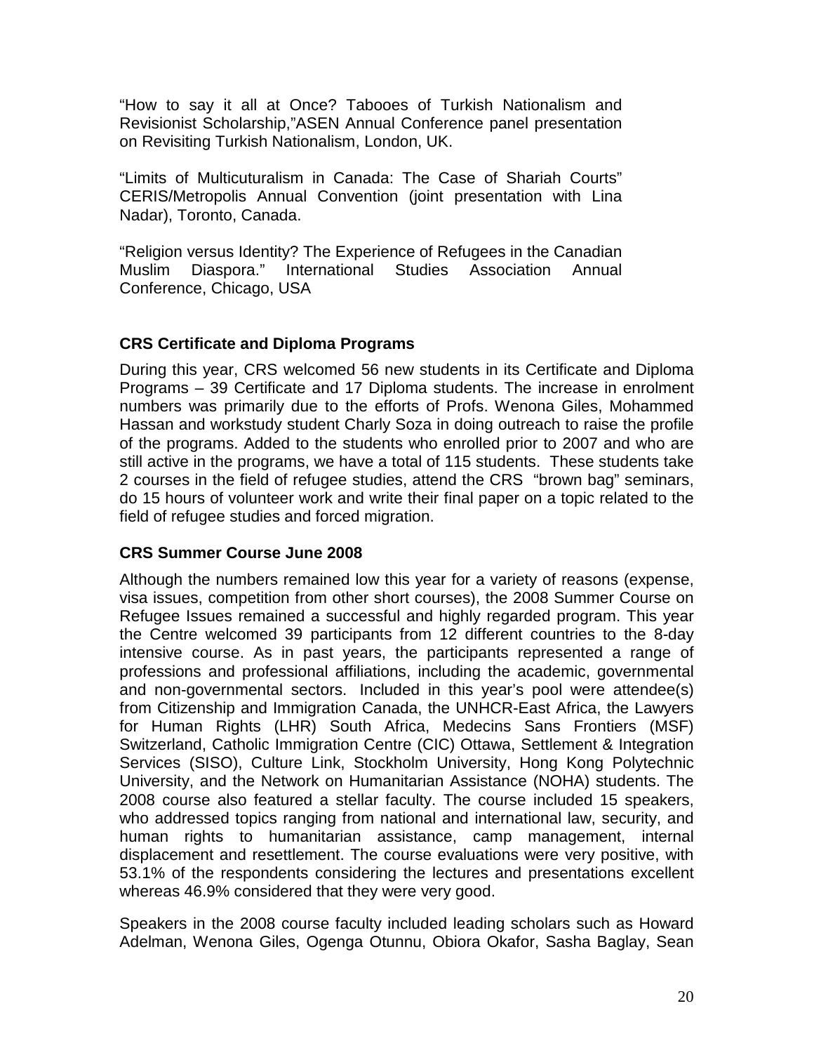"How to say it all at Once? Tabooes of Turkish Nationalism and Revisionist Scholarship,"ASEN Annual Conference panel presentation on Revisiting Turkish Nationalism, London, UK.

"Limits of Multicuturalism in Canada: The Case of Shariah Courts" CERIS/Metropolis Annual Convention (joint presentation with Lina Nadar), Toronto, Canada.

"Religion versus Identity? The Experience of Refugees in the Canadian Muslim Diaspora." International Studies Association Annual Conference, Chicago, USA

### CRS Certificate and Diploma Programs

During this year, CRS welcomed 56 new students in its Certificate and Diploma Programs – 39 Certificate and 17 Diploma students. The increase in enrolment numbers was primarily due to the efforts of Profs. Wenona Giles, Mohammed Hassan and workstudy student Charly Soza in doing outreach to raise the profile of the programs. Added to the students who enrolled prior to 2007 and who are still active in the programs, we have a total of 115 students. These students take 2 courses in the field of refugee studies, attend the CRS "brown bag" seminars, do 15 hours of volunteer work and write their final paper on a topic related to the field of refugee studies and forced migration.

### CRS Summer Course June 2008

Although the numbers remained low this year for a variety of reasons (expense, visa issues, competition from other short courses), the 2008 Summer Course on Refugee Issues remained a successful and highly regarded program. This year the Centre welcomed 39 participants from 12 different countries to the 8-day intensive course. As in past years, the participants represented a range of professions and professional affiliations, including the academic, governmental and non-governmental sectors. Included in this year's pool were attendee(s) from Citizenship and Immigration Canada, the UNHCR-East Africa, the Lawyers for Human Rights (LHR) South Africa, Medecins Sans Frontiers (MSF) Switzerland, Catholic Immigration Centre (CIC) Ottawa, Settlement & Integration Services (SISO), Culture Link, Stockholm University, Hong Kong Polytechnic University, and the Network on Humanitarian Assistance (NOHA) students. The 2008 course also featured a stellar faculty. The course included 15 speakers, who addressed topics ranging from national and international law, security, and human rights to humanitarian assistance, camp management, internal displacement and resettlement. The course evaluations were very positive, with 53.1% of the respondents considering the lectures and presentations excellent whereas 46.9% considered that they were very good.

Speakers in the 2008 course faculty included leading scholars such as Howard Adelman, Wenona Giles, Ogenga Otunnu, Obiora Okafor, Sasha Baglay, Sean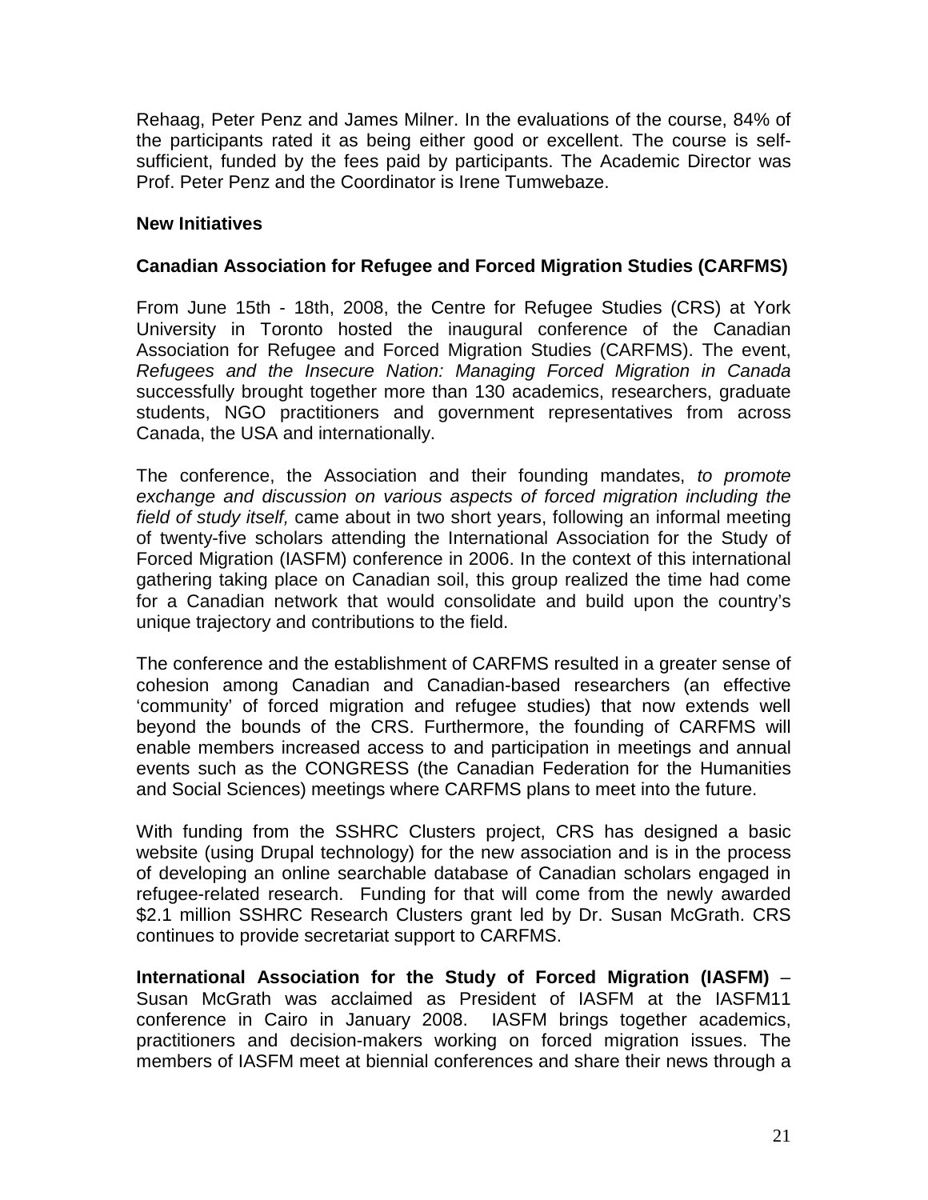Rehaag, Peter Penz and James Milner. In the evaluations of the course, 84% of the participants rated it as being either good or excellent. The course is self-sufficient, funded by the fees paid by participants. The Academic Director was Prof. Peter Penz and the Coordinator is Irene Tumwebaze.

**New Initiatives**

**Canadian Association for Refugee and Forced Migration Studies (CARFMS)**

From June 15th - 18th, 2008, the Centre for Refugee Studies (CRS) at York University in Toronto hosted the inaugural conference of the Canadian Association for Refugee and Forced Migration Studies (CARFMS). The event, *Refugees and the Insecure Nation: Managing Forced Migration in Canada* successfully brought together more than 130 academics, researchers, graduate students, NGO practitioners and government representatives from across Canada, the USA and internationally.

The conference, the Association and their founding mandates, *to promote exchange and discussion on various aspects of forced migration including the field of study itself,* came about in two short years, following an informal meeting of twenty-five scholars attending the International Association for the Study of Forced Migration (IASFM) conference in 2006. In the context of this international gathering taking place on Canadian soil, this group realized the time had come for a Canadian network that would consolidate and build upon the country's unique trajectory and contributions to the field.

The conference and the establishment of CARFMS resulted in a greater sense of cohesion among Canadian and Canadian-based researchers (an effective 'community' of forced migration and refugee studies) that now extends well beyond the bounds of the CRS. Furthermore, the founding of CARFMS will enable members increased access to and participation in meetings and annual events such as the CONGRESS (the Canadian Federation for the Humanities and Social Sciences) meetings where CARFMS plans to meet into the future.

With funding from the SSHRC Clusters project, CRS has designed a basic website (using Drupal technology) for the new association and is in the process of developing an online searchable database of Canadian scholars engaged in refugee-related research. Funding for that will come from the newly awarded $2.1 million SSHRC Research Clusters grant led by Dr. Susan McGrath. CRS continues to provide secretariat support to CARFMS.

**International Association for the Study of Forced Migration (IASFM)** – Susan McGrath was acclaimed as President of IASFM at the IASFM11 conference in Cairo in January 2008. IASFM brings together academics, practitioners and decision-makers working on forced migration issues. The members of IASFM meet at biennial conferences and share their news through a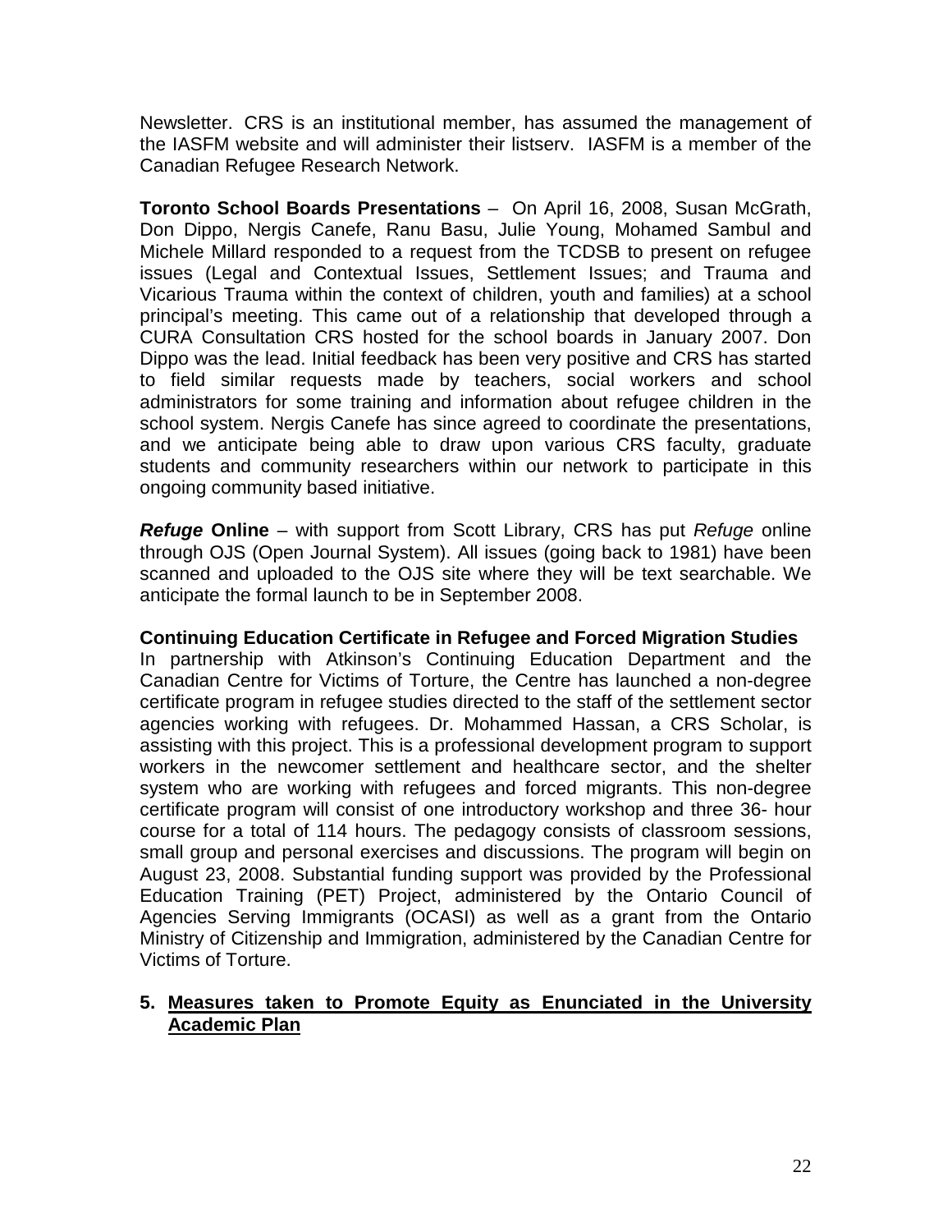Newsletter. CRS is an institutional member, has assumed the management of the IASFM website and will administer their listserv. IASFM is a member of the Canadian Refugee Research Network.

**Toronto School Boards Presentations** – On April 16, 2008, Susan McGrath, Don Dippo, Nergis Canefe, Ranu Basu, Julie Young, Mohamed Sambul and Michele Millard responded to a request from the TCDSB to present on refugee issues (Legal and Contextual Issues, Settlement Issues; and Trauma and Vicarious Trauma within the context of children, youth and families) at a school principal's meeting. This came out of a relationship that developed through a CURA Consultation CRS hosted for the school boards in January 2007. Don Dippo was the lead. Initial feedback has been very positive and CRS has started to field similar requests made by teachers, social workers and school administrators for some training and information about refugee children in the school system. Nergis Canefe has since agreed to coordinate the presentations, and we anticipate being able to draw upon various CRS faculty, graduate students and community researchers within our network to participate in this ongoing community based initiative.

***Refuge* Online** – with support from Scott Library, CRS has put *Refuge* online through OJS (Open Journal System). All issues (going back to 1981) have been scanned and uploaded to the OJS site where they will be text searchable. We anticipate the formal launch to be in September 2008.

**Continuing Education Certificate in Refugee and Forced Migration Studies**
In partnership with Atkinson's Continuing Education Department and the Canadian Centre for Victims of Torture, the Centre has launched a non-degree certificate program in refugee studies directed to the staff of the settlement sector agencies working with refugees. Dr. Mohammed Hassan, a CRS Scholar, is assisting with this project. This is a professional development program to support workers in the newcomer settlement and healthcare sector, and the shelter system who are working with refugees and forced migrants. This non-degree certificate program will consist of one introductory workshop and three 36- hour course for a total of 114 hours. The pedagogy consists of classroom sessions, small group and personal exercises and discussions. The program will begin on August 23, 2008. Substantial funding support was provided by the Professional Education Training (PET) Project, administered by the Ontario Council of Agencies Serving Immigrants (OCASI) as well as a grant from the Ontario Ministry of Citizenship and Immigration, administered by the Canadian Centre for Victims of Torture.

## 5. Measures taken to Promote Equity as Enunciated in the University Academic Plan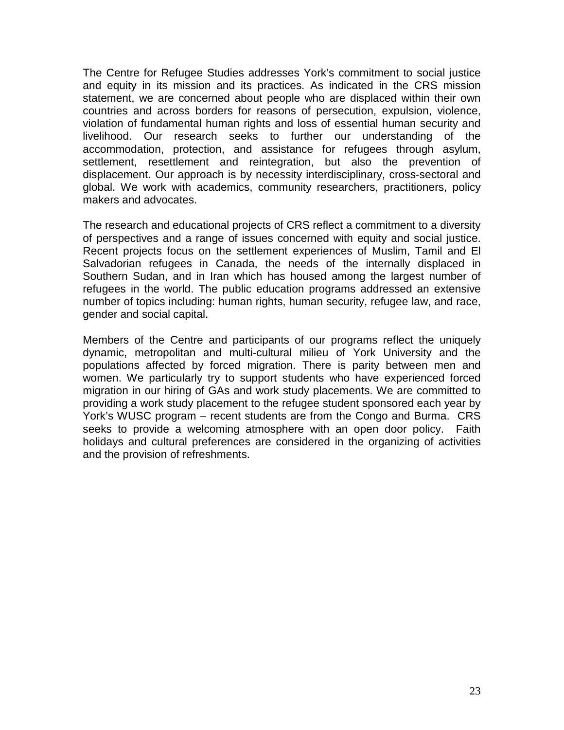The Centre for Refugee Studies addresses York's commitment to social justice and equity in its mission and its practices. As indicated in the CRS mission statement, we are concerned about people who are displaced within their own countries and across borders for reasons of persecution, expulsion, violence, violation of fundamental human rights and loss of essential human security and livelihood. Our research seeks to further our understanding of the accommodation, protection, and assistance for refugees through asylum, settlement, resettlement and reintegration, but also the prevention of displacement. Our approach is by necessity interdisciplinary, cross-sectoral and global. We work with academics, community researchers, practitioners, policy makers and advocates.

The research and educational projects of CRS reflect a commitment to a diversity of perspectives and a range of issues concerned with equity and social justice. Recent projects focus on the settlement experiences of Muslim, Tamil and El Salvadorian refugees in Canada, the needs of the internally displaced in Southern Sudan, and in Iran which has housed among the largest number of refugees in the world. The public education programs addressed an extensive number of topics including: human rights, human security, refugee law, and race, gender and social capital.

Members of the Centre and participants of our programs reflect the uniquely dynamic, metropolitan and multi-cultural milieu of York University and the populations affected by forced migration. There is parity between men and women. We particularly try to support students who have experienced forced migration in our hiring of GAs and work study placements. We are committed to providing a work study placement to the refugee student sponsored each year by York's WUSC program – recent students are from the Congo and Burma. CRS seeks to provide a welcoming atmosphere with an open door policy. Faith holidays and cultural preferences are considered in the organizing of activities and the provision of refreshments.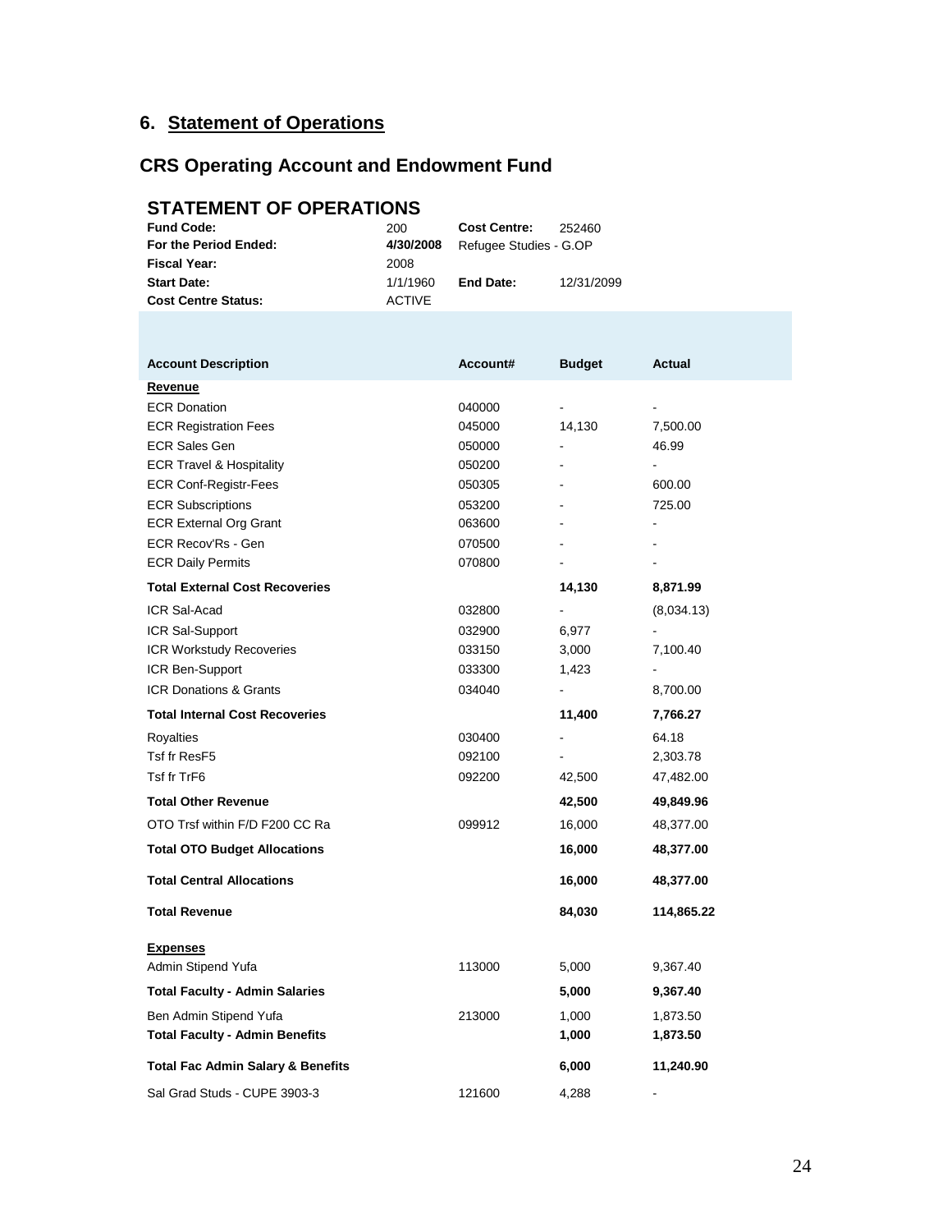## 6. Statement of Operations

## CRS Operating Account and Endowment Fund

### STATEMENT OF OPERATIONS

| | | | |
|---|---|---|---|
| **Fund Code:** | 200 | **Cost Centre:** | 252460 |
| **For the Period Ended:** | **4/30/2008** | Refugee Studies - G.OP | |
| **Fiscal Year:** | 2008 | | |
| **Start Date:** | 1/1/1960 | **End Date:** | 12/31/2099 |
| **Cost Centre Status:** | ACTIVE | | |

| Account Description | Account# | Budget | Actual |
|---|---|---|---|
| **Revenue** | | | |
| ECR Donation | 040000 | - | - |
| ECR Registration Fees | 045000 | 14,130 | 7,500.00 |
| ECR Sales Gen | 050000 | - | 46.99 |
| ECR Travel & Hospitality | 050200 | - | - |
| ECR Conf-Registr-Fees | 050305 | - | 600.00 |
| ECR Subscriptions | 053200 | - | 725.00 |
| ECR External Org Grant | 063600 | - | - |
| ECR Recov'Rs - Gen | 070500 | - | - |
| ECR Daily Permits | 070800 | - | - |
| **Total External Cost Recoveries** | | **14,130** | **8,871.99** |
| ICR Sal-Acad | 032800 | - | (8,034.13) |
| ICR Sal-Support | 032900 | 6,977 | - |
| ICR Workstudy Recoveries | 033150 | 3,000 | 7,100.40 |
| ICR Ben-Support | 033300 | 1,423 | - |
| ICR Donations & Grants | 034040 | - | 8,700.00 |
| **Total Internal Cost Recoveries** | | **11,400** | **7,766.27** |
| Royalties | 030400 | - | 64.18 |
| Tsf fr ResF5 | 092100 | - | 2,303.78 |
| Tsf fr TrF6 | 092200 | 42,500 | 47,482.00 |
| **Total Other Revenue** | | **42,500** | **49,849.96** |
| OTO Trsf within F/D F200 CC Ra | 099912 | 16,000 | 48,377.00 |
| **Total OTO Budget Allocations** | | **16,000** | **48,377.00** |
| **Total Central Allocations** | | **16,000** | **48,377.00** |
| **Total Revenue** | | **84,030** | **114,865.22** |
| **Expenses** | | | |
| Admin Stipend Yufa | 113000 | 5,000 | 9,367.40 |
| **Total Faculty - Admin Salaries** | | **5,000** | **9,367.40** |
| Ben Admin Stipend Yufa | 213000 | 1,000 | 1,873.50 |
| **Total Faculty - Admin Benefits** | | **1,000** | **1,873.50** |
| **Total Fac Admin Salary & Benefits** | | **6,000** | **11,240.90** |
| Sal Grad Studs - CUPE 3903-3 | 121600 | 4,288 | - |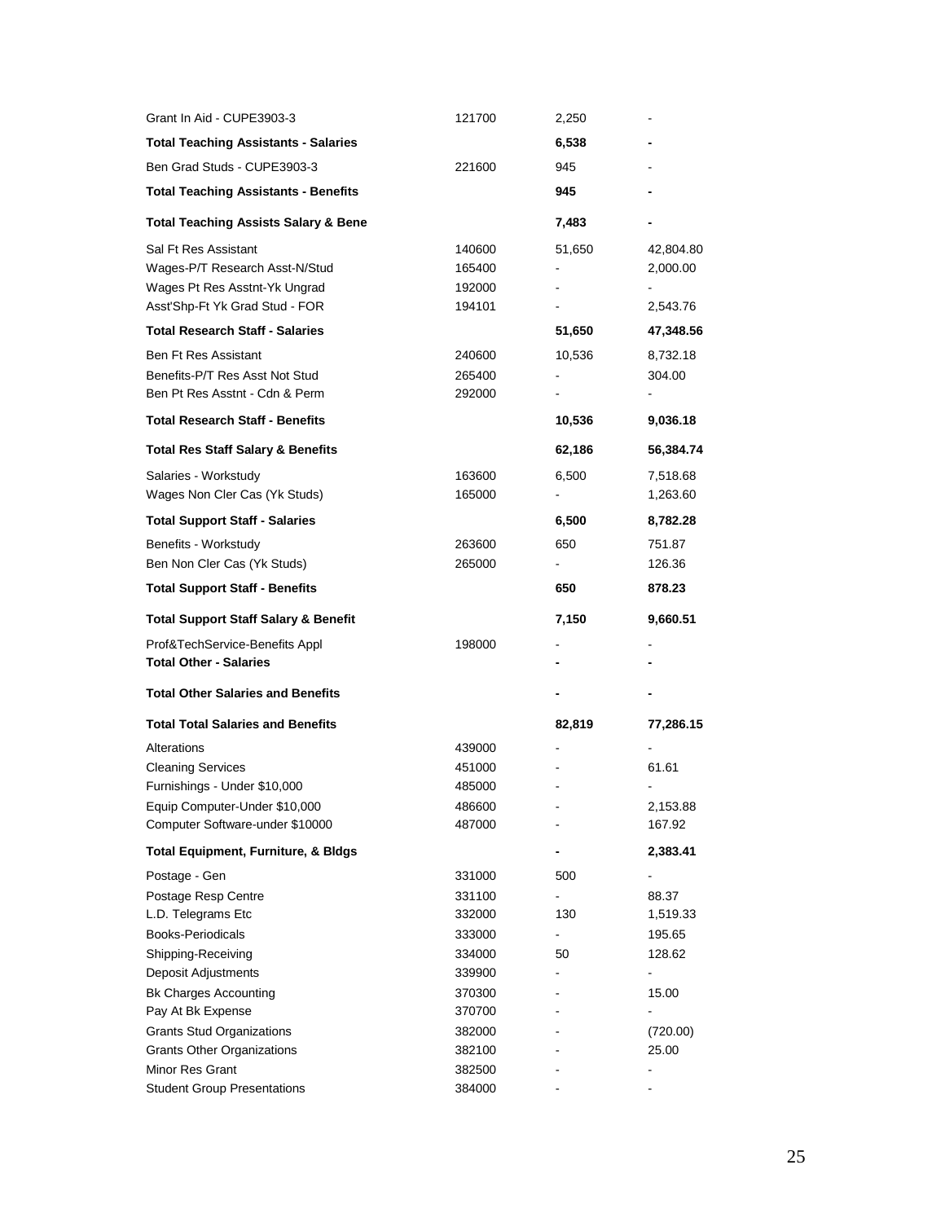| | | | |
|---|---|---|---|
| Grant In Aid - CUPE3903-3 | 121700 | 2,250 | - |
| **Total Teaching Assistants - Salaries** | | **6,538** | **-** |
| Ben Grad Studs - CUPE3903-3 | 221600 | 945 | - |
| **Total Teaching Assistants - Benefits** | | **945** | **-** |
| **Total Teaching Assists Salary & Bene** | | **7,483** | **-** |
| Sal Ft Res Assistant | 140600 | 51,650 | 42,804.80 |
| Wages-P/T Research Asst-N/Stud | 165400 | - | 2,000.00 |
| Wages Pt Res Asstnt-Yk Ungrad | 192000 | - | - |
| Asst'Shp-Ft Yk Grad Stud - FOR | 194101 | - | 2,543.76 |
| **Total Research Staff - Salaries** | | **51,650** | **47,348.56** |
| Ben Ft Res Assistant | 240600 | 10,536 | 8,732.18 |
| Benefits-P/T Res Asst Not Stud | 265400 | - | 304.00 |
| Ben Pt Res Asstnt - Cdn & Perm | 292000 | - | - |
| **Total Research Staff - Benefits** | | **10,536** | **9,036.18** |
| **Total Res Staff Salary & Benefits** | | **62,186** | **56,384.74** |
| Salaries - Workstudy | 163600 | 6,500 | 7,518.68 |
| Wages Non Cler Cas (Yk Studs) | 165000 | - | 1,263.60 |
| **Total Support Staff - Salaries** | | **6,500** | **8,782.28** |
| Benefits - Workstudy | 263600 | 650 | 751.87 |
| Ben Non Cler Cas (Yk Studs) | 265000 | - | 126.36 |
| **Total Support Staff - Benefits** | | **650** | **878.23** |
| **Total Support Staff Salary & Benefit** | | **7,150** | **9,660.51** |
| Prof&TechService-Benefits Appl | 198000 | - | - |
| **Total Other - Salaries** | | **-** | **-** |
| **Total Other Salaries and Benefits** | | **-** | **-** |
| **Total Total Salaries and Benefits** | | **82,819** | **77,286.15** |
| Alterations | 439000 | - | - |
| Cleaning Services | 451000 | - | 61.61 |
| Furnishings - Under $10,000 | 485000 | - | - |
| Equip Computer-Under $10,000 | 486600 | - | 2,153.88 |
| Computer Software-under $10000 | 487000 | - | 167.92 |
| **Total Equipment, Furniture, & Bldgs** | | **-** | **2,383.41** |
| Postage - Gen | 331000 | 500 | - |
| Postage Resp Centre | 331100 | - | 88.37 |
| L.D. Telegrams Etc | 332000 | 130 | 1,519.33 |
| Books-Periodicals | 333000 | - | 195.65 |
| Shipping-Receiving | 334000 | 50 | 128.62 |
| Deposit Adjustments | 339900 | - | - |
| Bk Charges Accounting | 370300 | - | 15.00 |
| Pay At Bk Expense | 370700 | - | - |
| Grants Stud Organizations | 382000 | - | (720.00) |
| Grants Other Organizations | 382100 | - | 25.00 |
| Minor Res Grant | 382500 | - | - |
| Student Group Presentations | 384000 | - | - |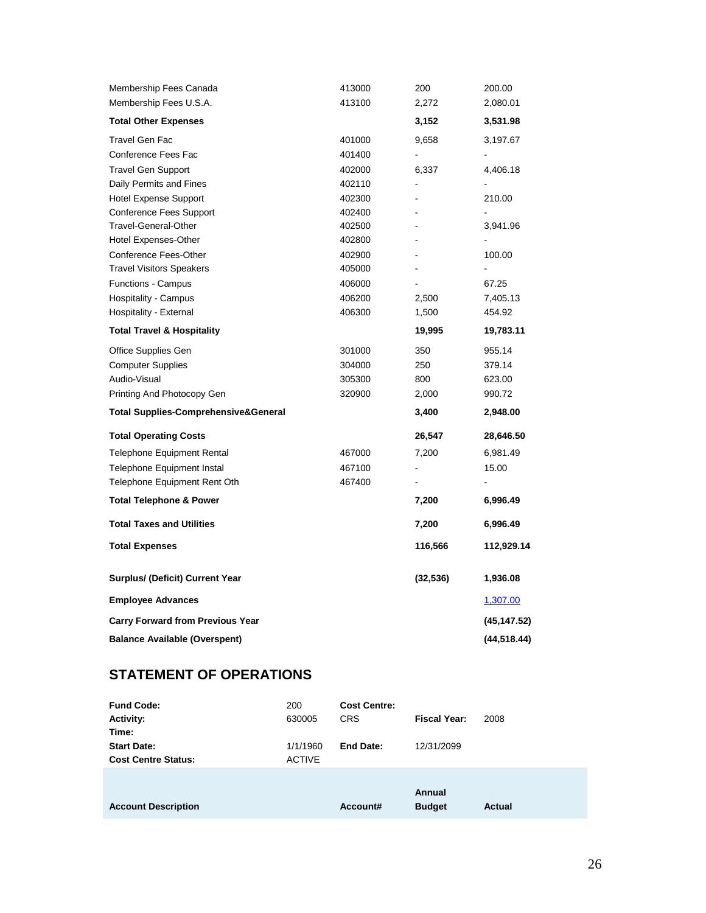| | | | |
|---|---|---|---|
| Membership Fees Canada | 413000 | 200 | 200.00 |
| Membership Fees U.S.A. | 413100 | 2,272 | 2,080.01 |
| **Total Other Expenses** | | **3,152** | **3,531.98** |
| Travel Gen Fac | 401000 | 9,658 | 3,197.67 |
| Conference Fees Fac | 401400 | - | - |
| Travel Gen Support | 402000 | 6,337 | 4,406.18 |
| Daily Permits and Fines | 402110 | - | - |
| Hotel Expense Support | 402300 | - | 210.00 |
| Conference Fees Support | 402400 | - | - |
| Travel-General-Other | 402500 | - | 3,941.96 |
| Hotel Expenses-Other | 402800 | - | - |
| Conference Fees-Other | 402900 | - | 100.00 |
| Travel Visitors Speakers | 405000 | - | - |
| Functions - Campus | 406000 | - | 67.25 |
| Hospitality - Campus | 406200 | 2,500 | 7,405.13 |
| Hospitality - External | 406300 | 1,500 | 454.92 |
| **Total Travel & Hospitality** | | **19,995** | **19,783.11** |
| Office Supplies Gen | 301000 | 350 | 955.14 |
| Computer Supplies | 304000 | 250 | 379.14 |
| Audio-Visual | 305300 | 800 | 623.00 |
| Printing And Photocopy Gen | 320900 | 2,000 | 990.72 |
| **Total Supplies-Comprehensive&General** | | **3,400** | **2,948.00** |
| **Total Operating Costs** | | **26,547** | **28,646.50** |
| Telephone Equipment Rental | 467000 | 7,200 | 6,981.49 |
| Telephone Equipment Instal | 467100 | - | 15.00 |
| Telephone Equipment Rent Oth | 467400 | - | - |
| **Total Telephone & Power** | | **7,200** | **6,996.49** |
| **Total Taxes and Utilities** | | **7,200** | **6,996.49** |
| **Total Expenses** | | **116,566** | **112,929.14** |
| **Surplus/ (Deficit) Current Year** | | **(32,536)** | **1,936.08** |
| **Employee Advances** | | | 1,307.00 |
| **Carry Forward from Previous Year** | | | **(45,147.52)** |
| **Balance Available (Overspent)** | | | **(44,518.44)** |

## STATEMENT OF OPERATIONS

| | | | | |
|---|---|---|---|---|
| **Fund Code:** | 200 | **Cost Centre:** | | |
| **Activity:** | 630005 | CRS | **Fiscal Year:** | 2008 |
| **Time:** | | | | |
| **Start Date:** | 1/1/1960 | **End Date:** | 12/31/2099 | |
| **Cost Centre Status:** | ACTIVE | | | |

| **Account Description** | **Account#** | **Annual Budget** | **Actual** |
|---|---|---|---|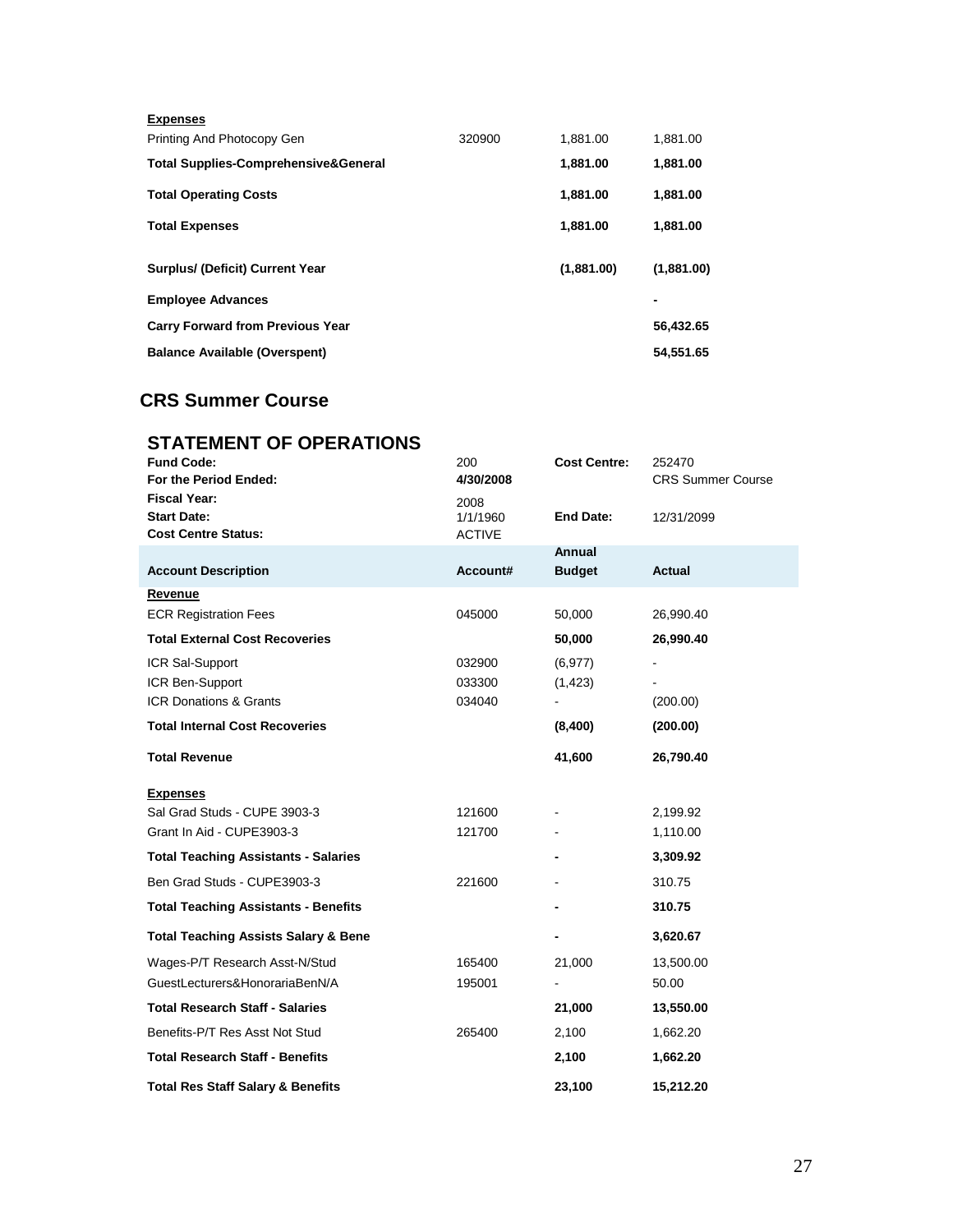| Account Description | Account# | Annual Budget | Actual |
|---|---|---|---|
| **Expenses** | | | |
| Printing And Photocopy Gen | 320900 | 1,881.00 | 1,881.00 |
| **Total Supplies-Comprehensive&General** | | **1,881.00** | **1,881.00** |
| **Total Operating Costs** | | **1,881.00** | **1,881.00** |
| **Total Expenses** | | **1,881.00** | **1,881.00** |
| **Surplus/ (Deficit) Current Year** | | **(1,881.00)** | **(1,881.00)** |
| **Employee Advances** | | | **-** |
| **Carry Forward from Previous Year** | | | **56,432.65** |
| **Balance Available (Overspent)** | | | **54,551.65** |

## CRS Summer Course

### STATEMENT OF OPERATIONS

| | | | |
|---|---|---|---|
| **Fund Code:** | 200 | **Cost Centre:** | 252470 |
| **For the Period Ended:** | **4/30/2008** | | CRS Summer Course |
| **Fiscal Year:** | 2008 | | |
| **Start Date:** | 1/1/1960 | **End Date:** | 12/31/2099 |
| **Cost Centre Status:** | ACTIVE | | |

| Account Description | Account# | Annual Budget | Actual |
|---|---|---|---|
| **Revenue** | | | |
| ECR Registration Fees | 045000 | 50,000 | 26,990.40 |
| **Total External Cost Recoveries** | | **50,000** | **26,990.40** |
| ICR Sal-Support | 032900 | (6,977) | - |
| ICR Ben-Support | 033300 | (1,423) | - |
| ICR Donations & Grants | 034040 | - | (200.00) |
| **Total Internal Cost Recoveries** | | **(8,400)** | **(200.00)** |
| **Total Revenue** | | **41,600** | **26,790.40** |
| **Expenses** | | | |
| Sal Grad Studs - CUPE 3903-3 | 121600 | - | 2,199.92 |
| Grant In Aid - CUPE3903-3 | 121700 | - | 1,110.00 |
| **Total Teaching Assistants - Salaries** | | **-** | **3,309.92** |
| Ben Grad Studs - CUPE3903-3 | 221600 | - | 310.75 |
| **Total Teaching Assistants - Benefits** | | **-** | **310.75** |
| **Total Teaching Assists Salary & Bene** | | **-** | **3,620.67** |
| Wages-P/T Research Asst-N/Stud | 165400 | 21,000 | 13,500.00 |
| GuestLecturers&HonorariaBenN/A | 195001 | - | 50.00 |
| **Total Research Staff - Salaries** | | **21,000** | **13,550.00** |
| Benefits-P/T Res Asst Not Stud | 265400 | 2,100 | 1,662.20 |
| **Total Research Staff - Benefits** | | **2,100** | **1,662.20** |
| **Total Res Staff Salary & Benefits** | | **23,100** | **15,212.20** |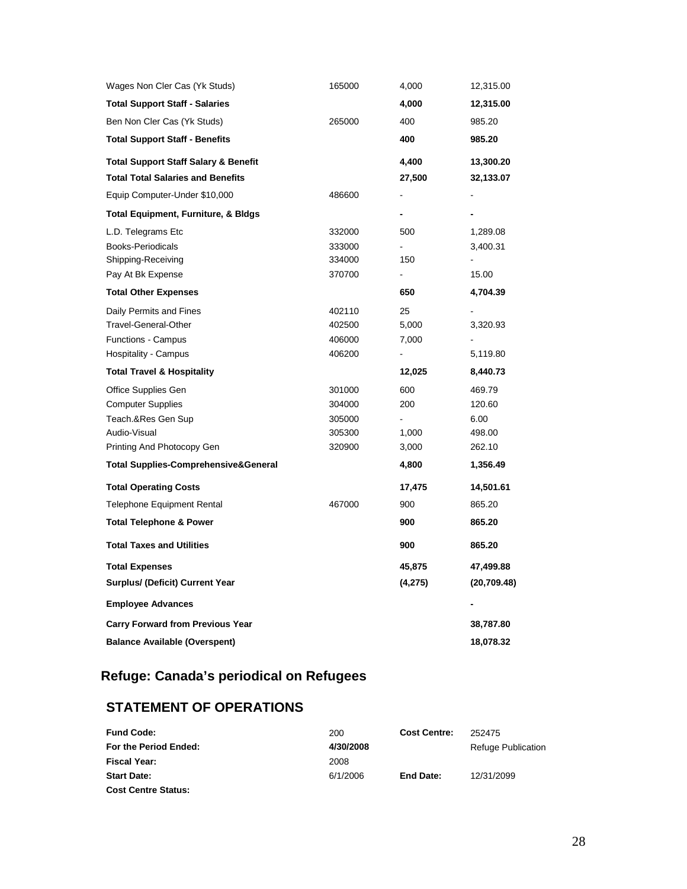| | | | |
|---|---|---|---|
| Wages Non Cler Cas (Yk Studs) | 165000 | 4,000 | 12,315.00 |
| **Total Support Staff - Salaries** | | **4,000** | **12,315.00** |
| Ben Non Cler Cas (Yk Studs) | 265000 | 400 | 985.20 |
| **Total Support Staff - Benefits** | | **400** | **985.20** |
| **Total Support Staff Salary & Benefit** | | **4,400** | **13,300.20** |
| **Total Total Salaries and Benefits** | | **27,500** | **32,133.07** |
| Equip Computer-Under $10,000 | 486600 | - | - |
| **Total Equipment, Furniture, & Bldgs** | | **-** | **-** |
| L.D. Telegrams Etc | 332000 | 500 | 1,289.08 |
| Books-Periodicals | 333000 | - | 3,400.31 |
| Shipping-Receiving | 334000 | 150 | - |
| Pay At Bk Expense | 370700 | - | 15.00 |
| **Total Other Expenses** | | **650** | **4,704.39** |
| Daily Permits and Fines | 402110 | 25 | - |
| Travel-General-Other | 402500 | 5,000 | 3,320.93 |
| Functions - Campus | 406000 | 7,000 | - |
| Hospitality - Campus | 406200 | - | 5,119.80 |
| **Total Travel & Hospitality** | | **12,025** | **8,440.73** |
| Office Supplies Gen | 301000 | 600 | 469.79 |
| Computer Supplies | 304000 | 200 | 120.60 |
| Teach.&Res Gen Sup | 305000 | - | 6.00 |
| Audio-Visual | 305300 | 1,000 | 498.00 |
| Printing And Photocopy Gen | 320900 | 3,000 | 262.10 |
| **Total Supplies-Comprehensive&General** | | **4,800** | **1,356.49** |
| **Total Operating Costs** | | **17,475** | **14,501.61** |
| Telephone Equipment Rental | 467000 | 900 | 865.20 |
| **Total Telephone & Power** | | **900** | **865.20** |
| **Total Taxes and Utilities** | | **900** | **865.20** |
| **Total Expenses** | | **45,875** | **47,499.88** |
| **Surplus/ (Deficit) Current Year** | | **(4,275)** | **(20,709.48)** |
| **Employee Advances** | | | **-** |
| **Carry Forward from Previous Year** | | | **38,787.80** |
| **Balance Available (Overspent)** | | | **18,078.32** |

## Refuge: Canada's periodical on Refugees

## STATEMENT OF OPERATIONS

| | | | |
|---|---|---|---|
| **Fund Code:** | 200 | **Cost Centre:** | 252475 |
| **For the Period Ended:** | **4/30/2008** | | Refuge Publication |
| **Fiscal Year:** | 2008 | | |
| **Start Date:** | 6/1/2006 | **End Date:** | 12/31/2099 |
| **Cost Centre Status:** | | | |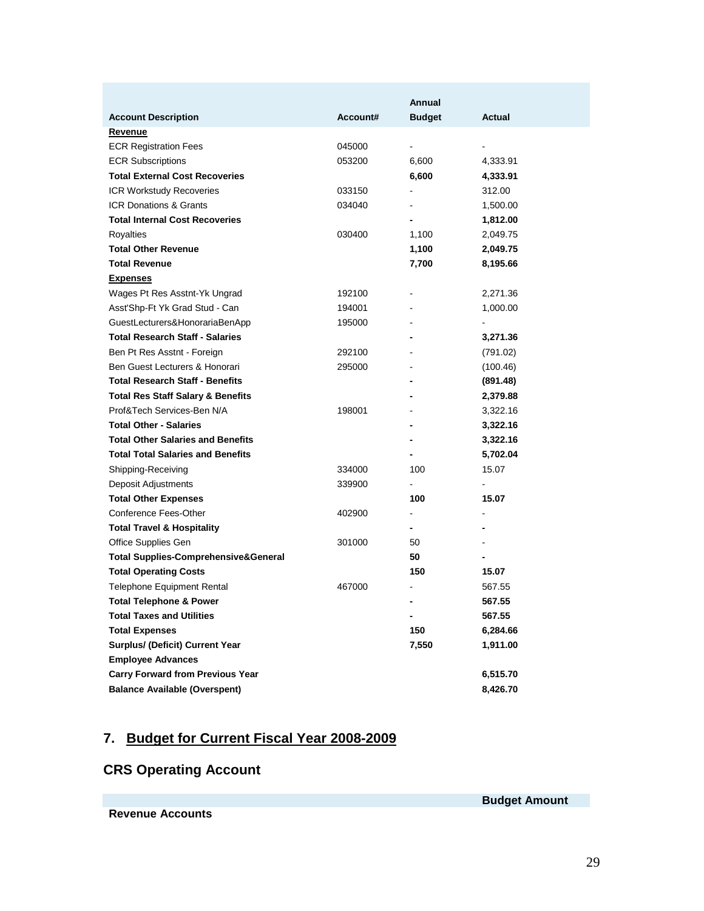| Account Description | Account# | Annual Budget | Actual |
|---|---|---|---|
| **Revenue** | | | |
| ECR Registration Fees | 045000 | - | - |
| ECR Subscriptions | 053200 | 6,600 | 4,333.91 |
| **Total External Cost Recoveries** | | **6,600** | **4,333.91** |
| ICR Workstudy Recoveries | 033150 | - | 312.00 |
| ICR Donations & Grants | 034040 | - | 1,500.00 |
| **Total Internal Cost Recoveries** | | **-** | **1,812.00** |
| Royalties | 030400 | 1,100 | 2,049.75 |
| **Total Other Revenue** | | **1,100** | **2,049.75** |
| **Total Revenue** | | **7,700** | **8,195.66** |
| **Expenses** | | | |
| Wages Pt Res Asstnt-Yk Ungrad | 192100 | - | 2,271.36 |
| Asst'Shp-Ft Yk Grad Stud - Can | 194001 | - | 1,000.00 |
| GuestLecturers&HonorariaBenApp | 195000 | - | - |
| **Total Research Staff - Salaries** | | **-** | **3,271.36** |
| Ben Pt Res Asstnt - Foreign | 292100 | - | (791.02) |
| Ben Guest Lecturers & Honorari | 295000 | - | (100.46) |
| **Total Research Staff - Benefits** | | **-** | **(891.48)** |
| **Total Res Staff Salary & Benefits** | | **-** | **2,379.88** |
| Prof&Tech Services-Ben N/A | 198001 | - | 3,322.16 |
| **Total Other - Salaries** | | **-** | **3,322.16** |
| **Total Other Salaries and Benefits** | | **-** | **3,322.16** |
| **Total Total Salaries and Benefits** | | **-** | **5,702.04** |
| Shipping-Receiving | 334000 | 100 | 15.07 |
| Deposit Adjustments | 339900 | - | - |
| **Total Other Expenses** | | **100** | **15.07** |
| Conference Fees-Other | 402900 | - | - |
| **Total Travel & Hospitality** | | **-** | **-** |
| Office Supplies Gen | 301000 | 50 | - |
| **Total Supplies-Comprehensive&General** | | **50** | **-** |
| **Total Operating Costs** | | **150** | **15.07** |
| Telephone Equipment Rental | 467000 | - | 567.55 |
| **Total Telephone & Power** | | **-** | **567.55** |
| **Total Taxes and Utilities** | | **-** | **567.55** |
| **Total Expenses** | | **150** | **6,284.66** |
| **Surplus/ (Deficit) Current Year** | | **7,550** | **1,911.00** |
| **Employee Advances** | | | |
| **Carry Forward from Previous Year** | | | **6,515.70** |
| **Balance Available (Overspent)** | | | **8,426.70** |

## 7. Budget for Current Fiscal Year 2008-2009

## CRS Operating Account

| | Budget Amount |
|---|---|
| **Revenue Accounts** | |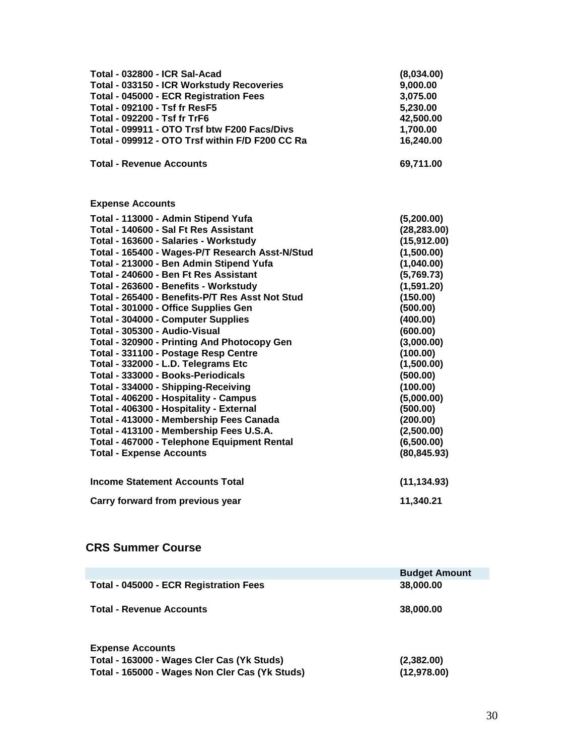| | |
|---|---|
| **Total - 032800 - ICR Sal-Acad** | **(8,034.00)** |
| **Total - 033150 - ICR Workstudy Recoveries** | **9,000.00** |
| **Total - 045000 - ECR Registration Fees** | **3,075.00** |
| **Total - 092100 - Tsf fr ResF5** | **5,230.00** |
| **Total - 092200 - Tsf fr TrF6** | **42,500.00** |
| **Total - 099911 - OTO Trsf btw F200 Facs/Divs** | **1,700.00** |
| **Total - 099912 - OTO Trsf within F/D F200 CC Ra** | **16,240.00** |
| **Total - Revenue Accounts** | **69,711.00** |
| | |
| **Expense Accounts** | |
| **Total - 113000 - Admin Stipend Yufa** | **(5,200.00)** |
| **Total - 140600 - Sal Ft Res Assistant** | **(28,283.00)** |
| **Total - 163600 - Salaries - Workstudy** | **(15,912.00)** |
| **Total - 165400 - Wages-P/T Research Asst-N/Stud** | **(1,500.00)** |
| **Total - 213000 - Ben Admin Stipend Yufa** | **(1,040.00)** |
| **Total - 240600 - Ben Ft Res Assistant** | **(5,769.73)** |
| **Total - 263600 - Benefits - Workstudy** | **(1,591.20)** |
| **Total - 265400 - Benefits-P/T Res Asst Not Stud** | **(150.00)** |
| **Total - 301000 - Office Supplies Gen** | **(500.00)** |
| **Total - 304000 - Computer Supplies** | **(400.00)** |
| **Total - 305300 - Audio-Visual** | **(600.00)** |
| **Total - 320900 - Printing And Photocopy Gen** | **(3,000.00)** |
| **Total - 331100 - Postage Resp Centre** | **(100.00)** |
| **Total - 332000 - L.D. Telegrams Etc** | **(1,500.00)** |
| **Total - 333000 - Books-Periodicals** | **(500.00)** |
| **Total - 334000 - Shipping-Receiving** | **(100.00)** |
| **Total - 406200 - Hospitality - Campus** | **(5,000.00)** |
| **Total - 406300 - Hospitality - External** | **(500.00)** |
| **Total - 413000 - Membership Fees Canada** | **(200.00)** |
| **Total - 413100 - Membership Fees U.S.A.** | **(2,500.00)** |
| **Total - 467000 - Telephone Equipment Rental** | **(6,500.00)** |
| **Total - Expense Accounts** | **(80,845.93)** |
| | |
| **Income Statement Accounts Total** | **(11,134.93)** |
| **Carry forward from previous year** | **11,340.21** |

## CRS Summer Course

| | Budget Amount |
|---|---|
| **Total - 045000 - ECR Registration Fees** | **38,000.00** |
| **Total - Revenue Accounts** | **38,000.00** |
| | |
| **Expense Accounts** | |
| **Total - 163000 - Wages Cler Cas (Yk Studs)** | **(2,382.00)** |
| **Total - 165000 - Wages Non Cler Cas (Yk Studs)** | **(12,978.00)** |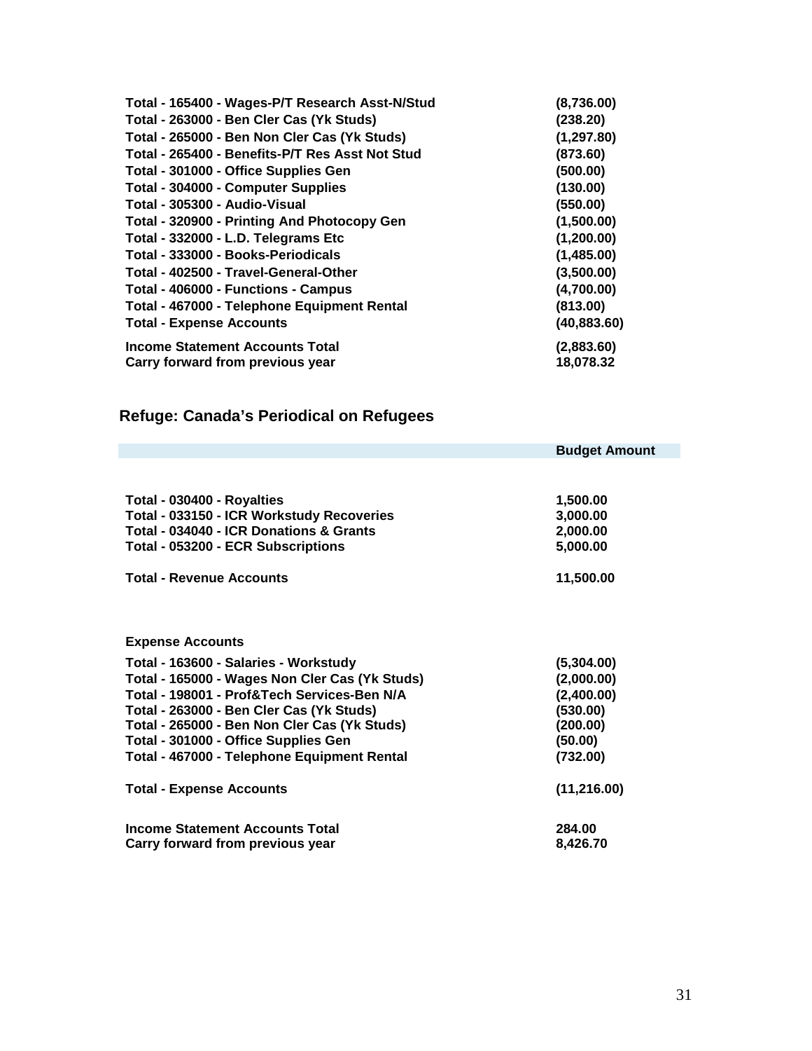| | |
|---|---|
| **Total - 165400 - Wages-P/T Research Asst-N/Stud** | **(8,736.00)** |
| **Total - 263000 - Ben Cler Cas (Yk Studs)** | **(238.20)** |
| **Total - 265000 - Ben Non Cler Cas (Yk Studs)** | **(1,297.80)** |
| **Total - 265400 - Benefits-P/T Res Asst Not Stud** | **(873.60)** |
| **Total - 301000 - Office Supplies Gen** | **(500.00)** |
| **Total - 304000 - Computer Supplies** | **(130.00)** |
| **Total - 305300 - Audio-Visual** | **(550.00)** |
| **Total - 320900 - Printing And Photocopy Gen** | **(1,500.00)** |
| **Total - 332000 - L.D. Telegrams Etc** | **(1,200.00)** |
| **Total - 333000 - Books-Periodicals** | **(1,485.00)** |
| **Total - 402500 - Travel-General-Other** | **(3,500.00)** |
| **Total - 406000 - Functions - Campus** | **(4,700.00)** |
| **Total - 467000 - Telephone Equipment Rental** | **(813.00)** |
| **Total - Expense Accounts** | **(40,883.60)** |
| **Income Statement Accounts Total** | **(2,883.60)** |
| **Carry forward from previous year** | **18,078.32** |

## Refuge: Canada's Periodical on Refugees

| | **Budget Amount** |
|---|---|
| **Total - 030400 - Royalties** | **1,500.00** |
| **Total - 033150 - ICR Workstudy Recoveries** | **3,000.00** |
| **Total - 034040 - ICR Donations & Grants** | **2,000.00** |
| **Total - 053200 - ECR Subscriptions** | **5,000.00** |
| **Total - Revenue Accounts** | **11,500.00** |
| **Expense Accounts** | |
| **Total - 163600 - Salaries - Workstudy** | **(5,304.00)** |
| **Total - 165000 - Wages Non Cler Cas (Yk Studs)** | **(2,000.00)** |
| **Total - 198001 - Prof&Tech Services-Ben N/A** | **(2,400.00)** |
| **Total - 263000 - Ben Cler Cas (Yk Studs)** | **(530.00)** |
| **Total - 265000 - Ben Non Cler Cas (Yk Studs)** | **(200.00)** |
| **Total - 301000 - Office Supplies Gen** | **(50.00)** |
| **Total - 467000 - Telephone Equipment Rental** | **(732.00)** |
| **Total - Expense Accounts** | **(11,216.00)** |
| **Income Statement Accounts Total** | **284.00** |
| **Carry forward from previous year** | **8,426.70** |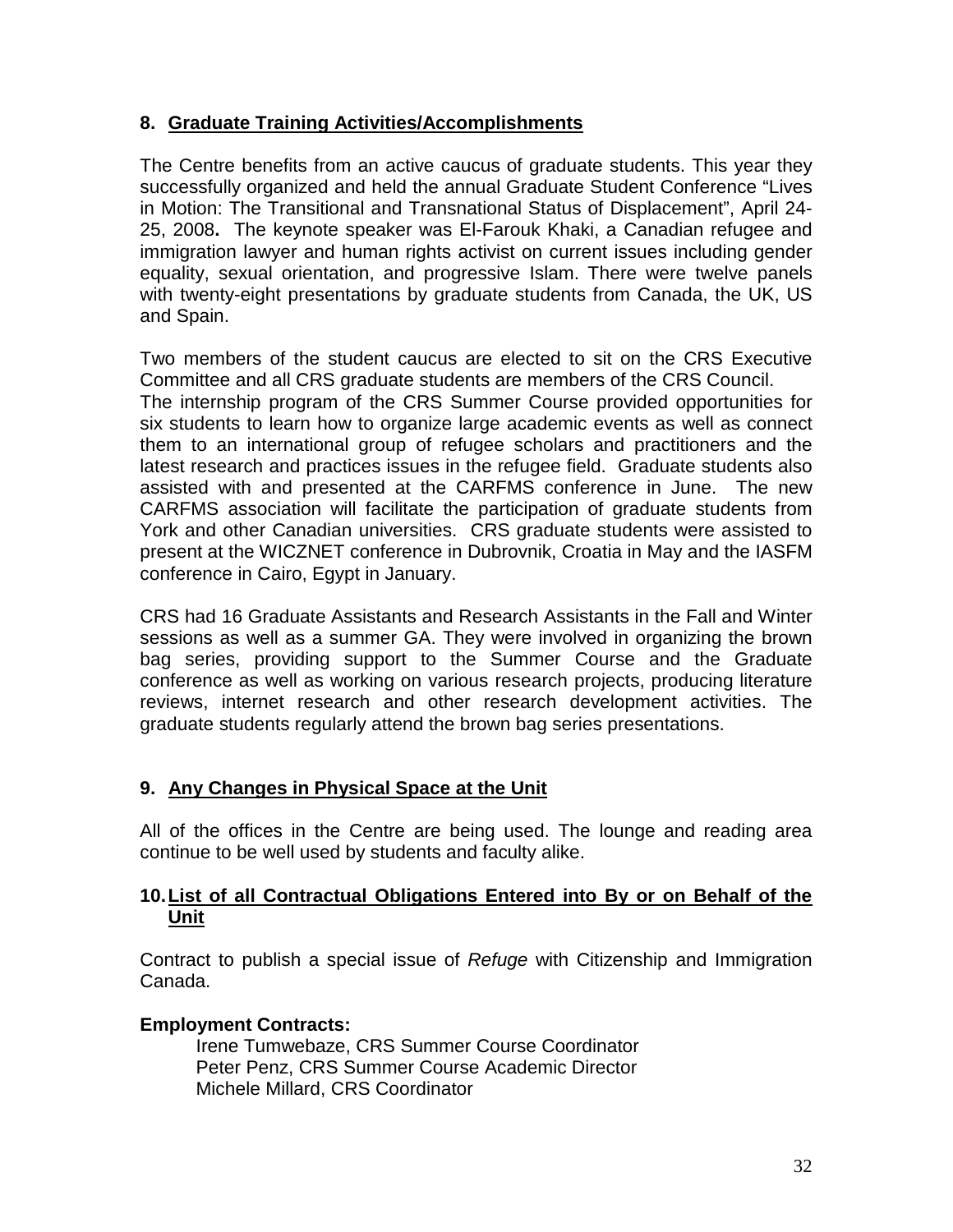## 8. Graduate Training Activities/Accomplishments

The Centre benefits from an active caucus of graduate students. This year they successfully organized and held the annual Graduate Student Conference "Lives in Motion: The Transitional and Transnational Status of Displacement", April 24-25, 2008**.** The keynote speaker was El-Farouk Khaki, a Canadian refugee and immigration lawyer and human rights activist on current issues including gender equality, sexual orientation, and progressive Islam. There were twelve panels with twenty-eight presentations by graduate students from Canada, the UK, US and Spain.

Two members of the student caucus are elected to sit on the CRS Executive Committee and all CRS graduate students are members of the CRS Council.
The internship program of the CRS Summer Course provided opportunities for six students to learn how to organize large academic events as well as connect them to an international group of refugee scholars and practitioners and the latest research and practices issues in the refugee field. Graduate students also assisted with and presented at the CARFMS conference in June. The new CARFMS association will facilitate the participation of graduate students from York and other Canadian universities. CRS graduate students were assisted to present at the WICZNET conference in Dubrovnik, Croatia in May and the IASFM conference in Cairo, Egypt in January.

CRS had 16 Graduate Assistants and Research Assistants in the Fall and Winter sessions as well as a summer GA. They were involved in organizing the brown bag series, providing support to the Summer Course and the Graduate conference as well as working on various research projects, producing literature reviews, internet research and other research development activities. The graduate students regularly attend the brown bag series presentations.

## 9. Any Changes in Physical Space at the Unit

All of the offices in the Centre are being used. The lounge and reading area continue to be well used by students and faculty alike.

## 10. List of all Contractual Obligations Entered into By or on Behalf of the Unit

Contract to publish a special issue of *Refuge* with Citizenship and Immigration Canada.

**Employment Contracts:**

Irene Tumwebaze, CRS Summer Course Coordinator
Peter Penz, CRS Summer Course Academic Director
Michele Millard, CRS Coordinator